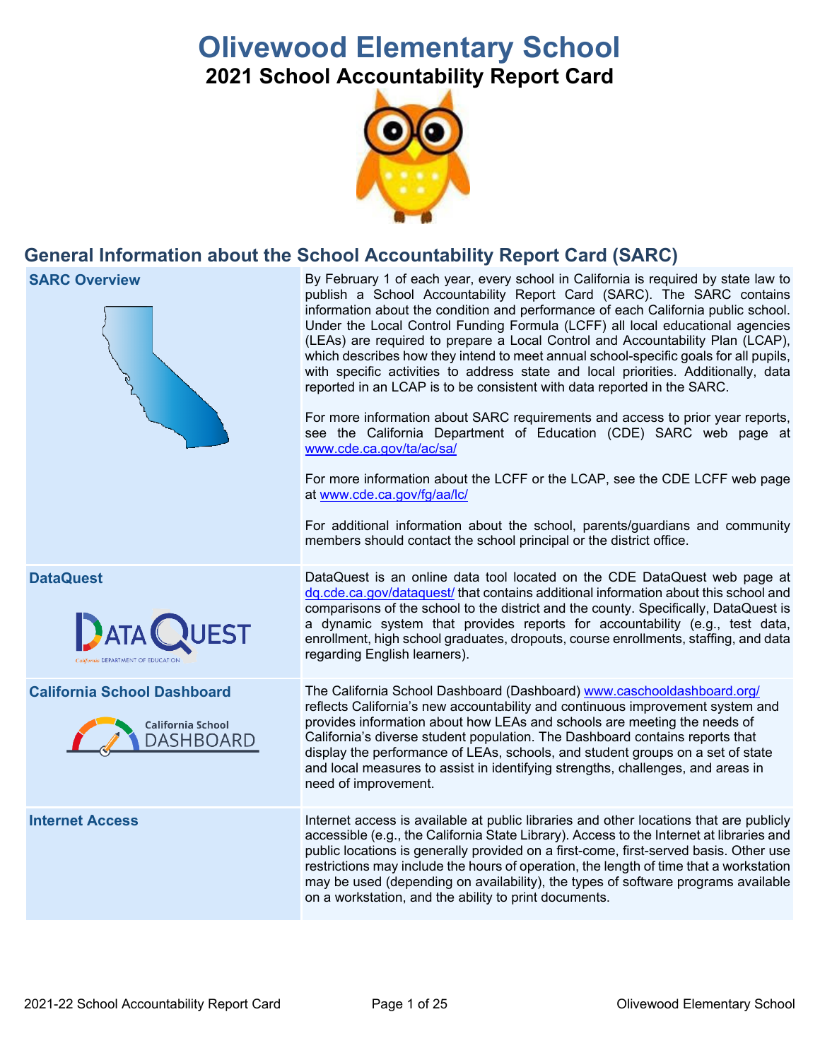# Olivewood Elementary School

## 2021 School Accountability Report Card

## General Information about the School Accountability Report Card (SARC)

| | |
|---|---|
| **SARC Overview** | By February 1 of each year, every school in California is required by state law to publish a School Accountability Report Card (SARC). The SARC contains information about the condition and performance of each California public school. Under the Local Control Funding Formula (LCFF) all local educational agencies (LEAs) are required to prepare a Local Control and Accountability Plan (LCAP), which describes how they intend to meet annual school-specific goals for all pupils, with specific activities to address state and local priorities. Additionally, data reported in an LCAP is to be consistent with data reported in the SARC.<br><br>For more information about SARC requirements and access to prior year reports, see the California Department of Education (CDE) SARC web page at www.cde.ca.gov/ta/ac/sa/<br><br>For more information about the LCFF or the LCAP, see the CDE LCFF web page at www.cde.ca.gov/fg/aa/lc/<br><br>For additional information about the school, parents/guardians and community members should contact the school principal or the district office. |
| **DataQuest** | DataQuest is an online data tool located on the CDE DataQuest web page at dq.cde.ca.gov/dataquest/ that contains additional information about this school and comparisons of the school to the district and the county. Specifically, DataQuest is a dynamic system that provides reports for accountability (e.g., test data, enrollment, high school graduates, dropouts, course enrollments, staffing, and data regarding English learners). |
| **California School Dashboard** | The California School Dashboard (Dashboard) www.caschooldashboard.org/ reflects California's new accountability and continuous improvement system and provides information about how LEAs and schools are meeting the needs of California's diverse student population. The Dashboard contains reports that display the performance of LEAs, schools, and student groups on a set of state and local measures to assist in identifying strengths, challenges, and areas in need of improvement. |
| **Internet Access** | Internet access is available at public libraries and other locations that are publicly accessible (e.g., the California State Library). Access to the Internet at libraries and public locations is generally provided on a first-come, first-served basis. Other use restrictions may include the hours of operation, the length of time that a workstation may be used (depending on availability), the types of software programs available on a workstation, and the ability to print documents. |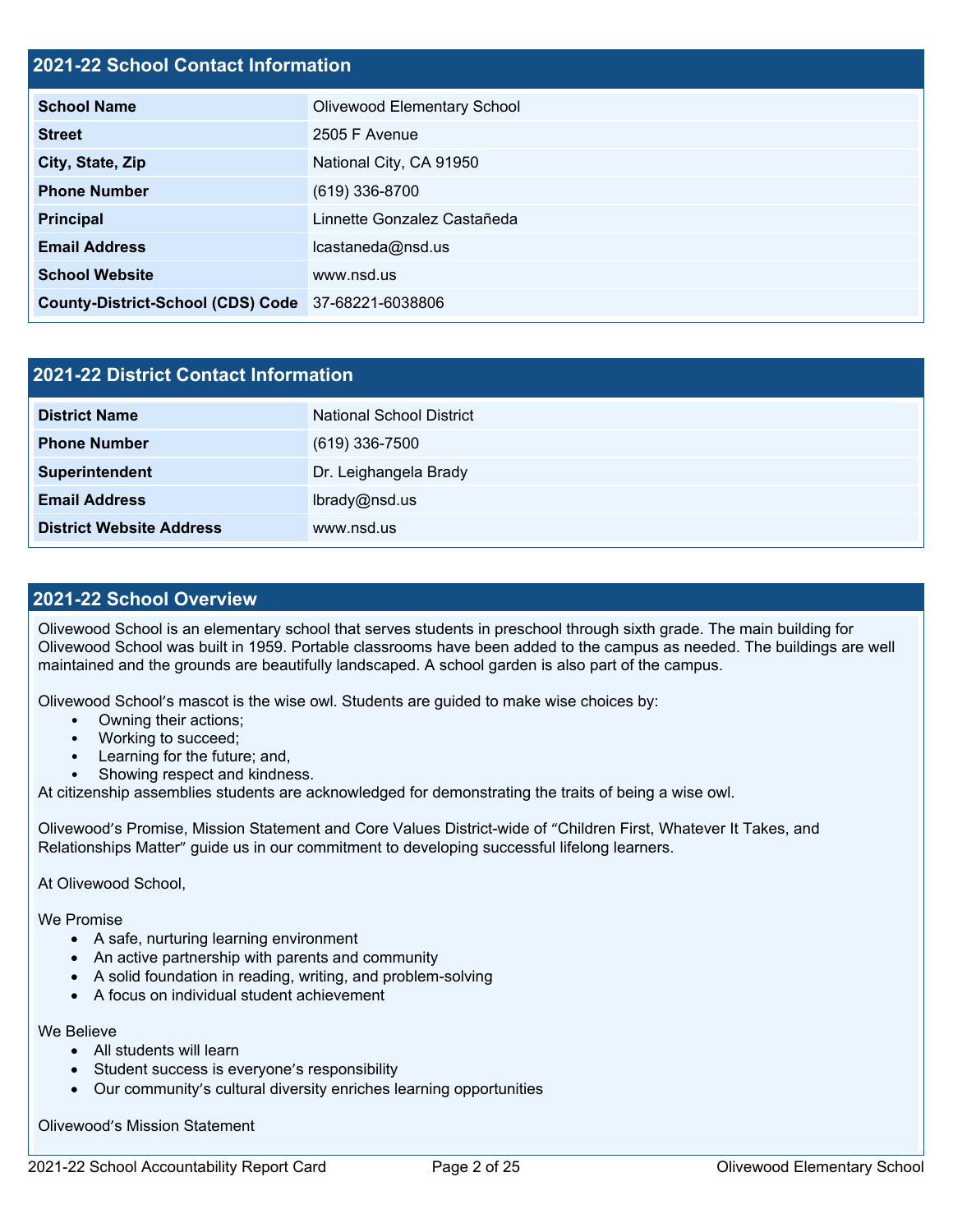## 2021-22 School Contact Information

| | |
|---|---|
| **School Name** | Olivewood Elementary School |
| **Street** | 2505 F Avenue |
| **City, State, Zip** | National City, CA 91950 |
| **Phone Number** | (619) 336-8700 |
| **Principal** | Linnette Gonzalez Castañeda |
| **Email Address** | lcastaneda@nsd.us |
| **School Website** | www.nsd.us |
| **County-District-School (CDS) Code** | 37-68221-6038806 |

## 2021-22 District Contact Information

| | |
|---|---|
| **District Name** | National School District |
| **Phone Number** | (619) 336-7500 |
| **Superintendent** | Dr. Leighangela Brady |
| **Email Address** | lbrady@nsd.us |
| **District Website Address** | www.nsd.us |

## 2021-22 School Overview

Olivewood School is an elementary school that serves students in preschool through sixth grade. The main building for Olivewood School was built in 1959. Portable classrooms have been added to the campus as needed. The buildings are well maintained and the grounds are beautifully landscaped. A school garden is also part of the campus.

Olivewood School's mascot is the wise owl. Students are guided to make wise choices by:

- Owning their actions;
- Working to succeed;
- Learning for the future; and,
- Showing respect and kindness.

At citizenship assemblies students are acknowledged for demonstrating the traits of being a wise owl.

Olivewood's Promise, Mission Statement and Core Values District-wide of "Children First, Whatever It Takes, and Relationships Matter" guide us in our commitment to developing successful lifelong learners.

At Olivewood School,

We Promise

- A safe, nurturing learning environment
- An active partnership with parents and community
- A solid foundation in reading, writing, and problem-solving
- A focus on individual student achievement

We Believe

- All students will learn
- Student success is everyone's responsibility
- Our community's cultural diversity enriches learning opportunities

Olivewood's Mission Statement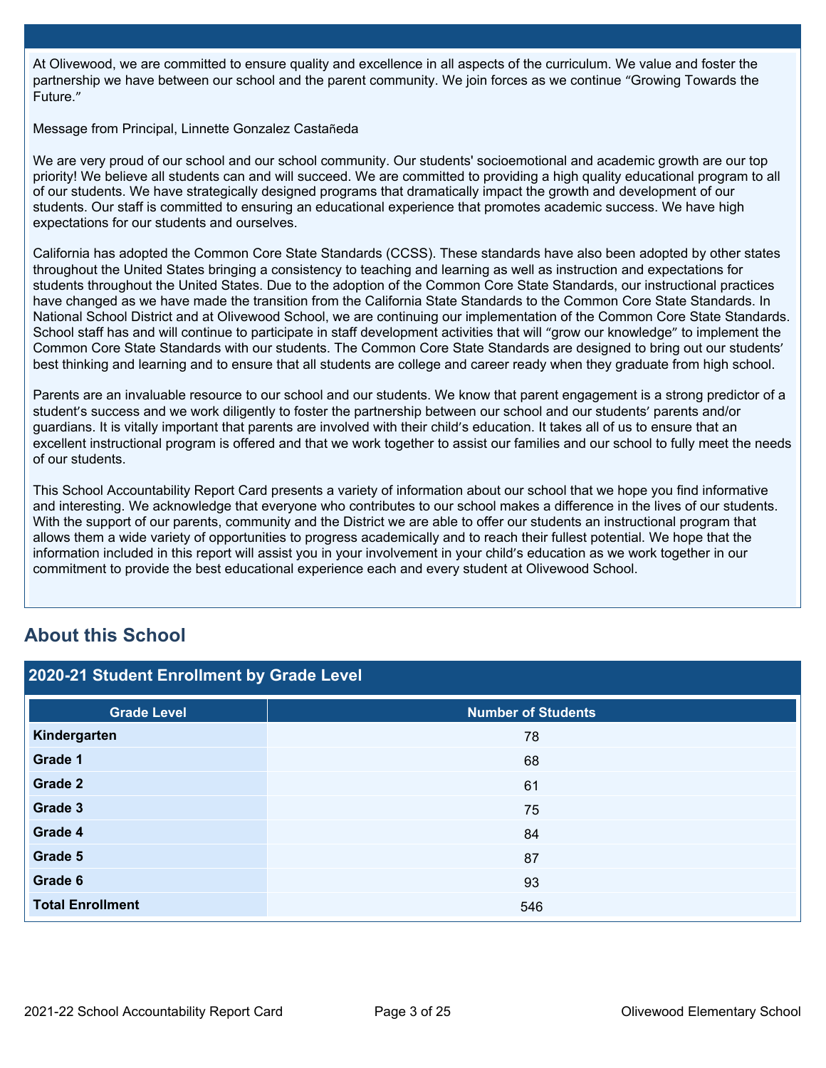At Olivewood, we are committed to ensure quality and excellence in all aspects of the curriculum. We value and foster the partnership we have between our school and the parent community. We join forces as we continue “Growing Towards the Future.”

Message from Principal, Linnette Gonzalez Castañeda

We are very proud of our school and our school community. Our students' socioemotional and academic growth are our top priority! We believe all students can and will succeed. We are committed to providing a high quality educational program to all of our students. We have strategically designed programs that dramatically impact the growth and development of our students. Our staff is committed to ensuring an educational experience that promotes academic success. We have high expectations for our students and ourselves.

California has adopted the Common Core State Standards (CCSS). These standards have also been adopted by other states throughout the United States bringing a consistency to teaching and learning as well as instruction and expectations for students throughout the United States. Due to the adoption of the Common Core State Standards, our instructional practices have changed as we have made the transition from the California State Standards to the Common Core State Standards. In National School District and at Olivewood School, we are continuing our implementation of the Common Core State Standards. School staff has and will continue to participate in staff development activities that will “grow our knowledge” to implement the Common Core State Standards with our students. The Common Core State Standards are designed to bring out our students’ best thinking and learning and to ensure that all students are college and career ready when they graduate from high school.

Parents are an invaluable resource to our school and our students. We know that parent engagement is a strong predictor of a student’s success and we work diligently to foster the partnership between our school and our students’ parents and/or guardians. It is vitally important that parents are involved with their child’s education. It takes all of us to ensure that an excellent instructional program is offered and that we work together to assist our families and our school to fully meet the needs of our students.

This School Accountability Report Card presents a variety of information about our school that we hope you find informative and interesting. We acknowledge that everyone who contributes to our school makes a difference in the lives of our students. With the support of our parents, community and the District we are able to offer our students an instructional program that allows them a wide variety of opportunities to progress academically and to reach their fullest potential. We hope that the information included in this report will assist you in your involvement in your child’s education as we work together in our commitment to provide the best educational experience each and every student at Olivewood School.

## About this School

### 2020-21 Student Enrollment by Grade Level

| Grade Level | Number of Students |
|---|---|
| **Kindergarten** | 78 |
| **Grade 1** | 68 |
| **Grade 2** | 61 |
| **Grade 3** | 75 |
| **Grade 4** | 84 |
| **Grade 5** | 87 |
| **Grade 6** | 93 |
| **Total Enrollment** | 546 |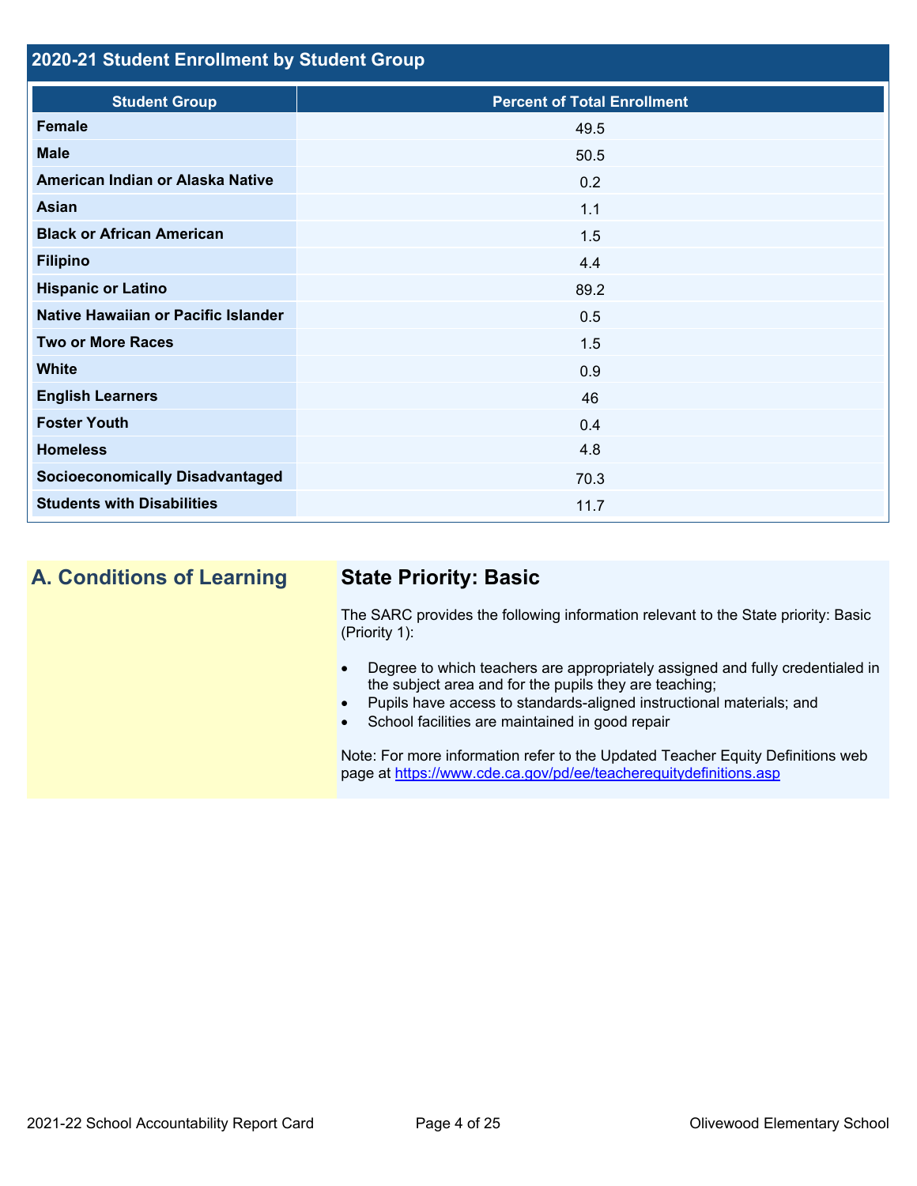## 2020-21 Student Enrollment by Student Group

| Student Group | Percent of Total Enrollment |
|---|---|
| **Female** | 49.5 |
| **Male** | 50.5 |
| **American Indian or Alaska Native** | 0.2 |
| **Asian** | 1.1 |
| **Black or African American** | 1.5 |
| **Filipino** | 4.4 |
| **Hispanic or Latino** | 89.2 |
| **Native Hawaiian or Pacific Islander** | 0.5 |
| **Two or More Races** | 1.5 |
| **White** | 0.9 |
| **English Learners** | 46 |
| **Foster Youth** | 0.4 |
| **Homeless** | 4.8 |
| **Socioeconomically Disadvantaged** | 70.3 |
| **Students with Disabilities** | 11.7 |

## A. Conditions of Learning

### State Priority: Basic

The SARC provides the following information relevant to the State priority: Basic (Priority 1):

- Degree to which teachers are appropriately assigned and fully credentialed in the subject area and for the pupils they are teaching;
- Pupils have access to standards-aligned instructional materials; and
- School facilities are maintained in good repair

Note: For more information refer to the Updated Teacher Equity Definitions web page at https://www.cde.ca.gov/pd/ee/teacherequitydefinitions.asp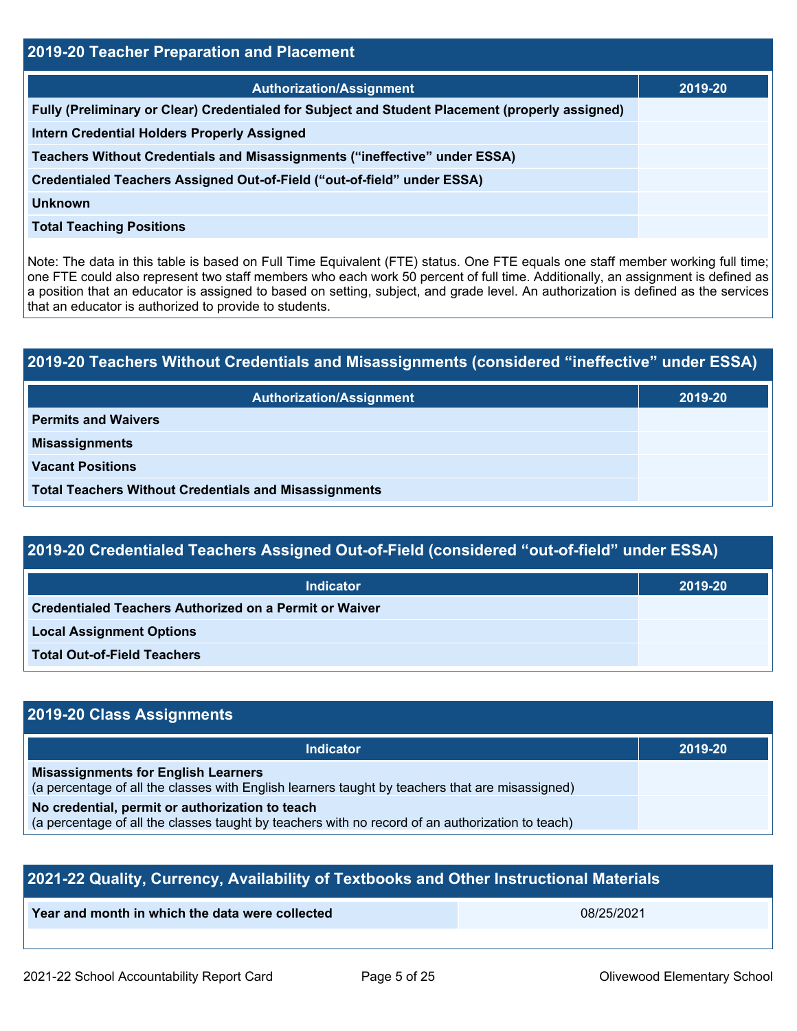## 2019-20 Teacher Preparation and Placement

| Authorization/Assignment | 2019-20 |
| --- | --- |
| Fully (Preliminary or Clear) Credentialed for Subject and Student Placement (properly assigned) | |
| Intern Credential Holders Properly Assigned | |
| Teachers Without Credentials and Misassignments ("ineffective" under ESSA) | |
| Credentialed Teachers Assigned Out-of-Field ("out-of-field" under ESSA) | |
| Unknown | |
| Total Teaching Positions | |

Note: The data in this table is based on Full Time Equivalent (FTE) status. One FTE equals one staff member working full time; one FTE could also represent two staff members who each work 50 percent of full time. Additionally, an assignment is defined as a position that an educator is assigned to based on setting, subject, and grade level. An authorization is defined as the services that an educator is authorized to provide to students.

## 2019-20 Teachers Without Credentials and Misassignments (considered "ineffective" under ESSA)

| Authorization/Assignment | 2019-20 |
| --- | --- |
| Permits and Waivers | |
| Misassignments | |
| Vacant Positions | |
| Total Teachers Without Credentials and Misassignments | |

## 2019-20 Credentialed Teachers Assigned Out-of-Field (considered "out-of-field" under ESSA)

| Indicator | 2019-20 |
| --- | --- |
| Credentialed Teachers Authorized on a Permit or Waiver | |
| Local Assignment Options | |
| Total Out-of-Field Teachers | |

## 2019-20 Class Assignments

| Indicator | 2019-20 |
| --- | --- |
| **Misassignments for English Learners** (a percentage of all the classes with English learners taught by teachers that are misassigned) | |
| **No credential, permit or authorization to teach** (a percentage of all the classes taught by teachers with no record of an authorization to teach) | |

## 2021-22 Quality, Currency, Availability of Textbooks and Other Instructional Materials

| Year and month in which the data were collected | 08/25/2021 |
| --- | --- |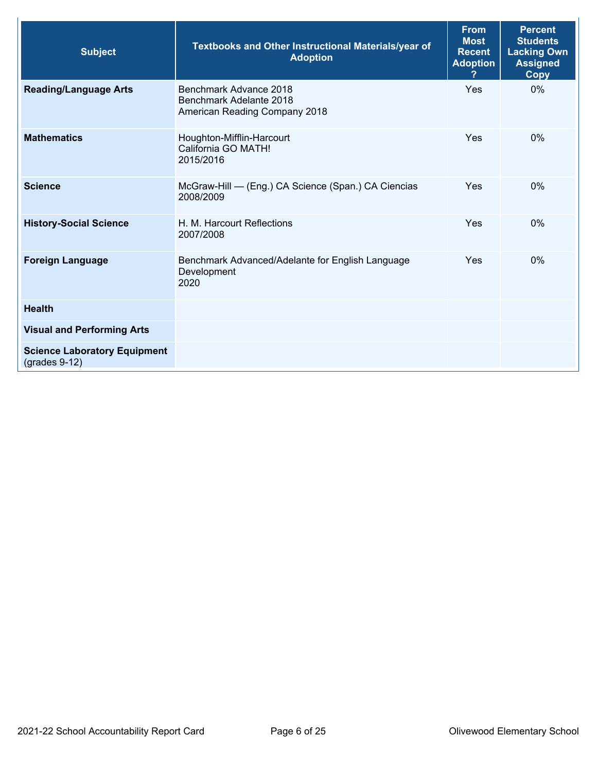| Subject | Textbooks and Other Instructional Materials/year of Adoption | From Most Recent Adoption ? | Percent Students Lacking Own Assigned Copy |
|---|---|---|---|
| **Reading/Language Arts** | Benchmark Advance 2018<br>Benchmark Adelante 2018<br>American Reading Company 2018 | Yes | 0% |
| **Mathematics** | Houghton-Mifflin-Harcourt<br>California GO MATH!<br>2015/2016 | Yes | 0% |
| **Science** | McGraw-Hill — (Eng.) CA Science (Span.) CA Ciencias<br>2008/2009 | Yes | 0% |
| **History-Social Science** | H. M. Harcourt Reflections<br>2007/2008 | Yes | 0% |
| **Foreign Language** | Benchmark Advanced/Adelante for English Language Development<br>2020 | Yes | 0% |
| **Health** | | | |
| **Visual and Performing Arts** | | | |
| **Science Laboratory Equipment** (grades 9-12) | | | |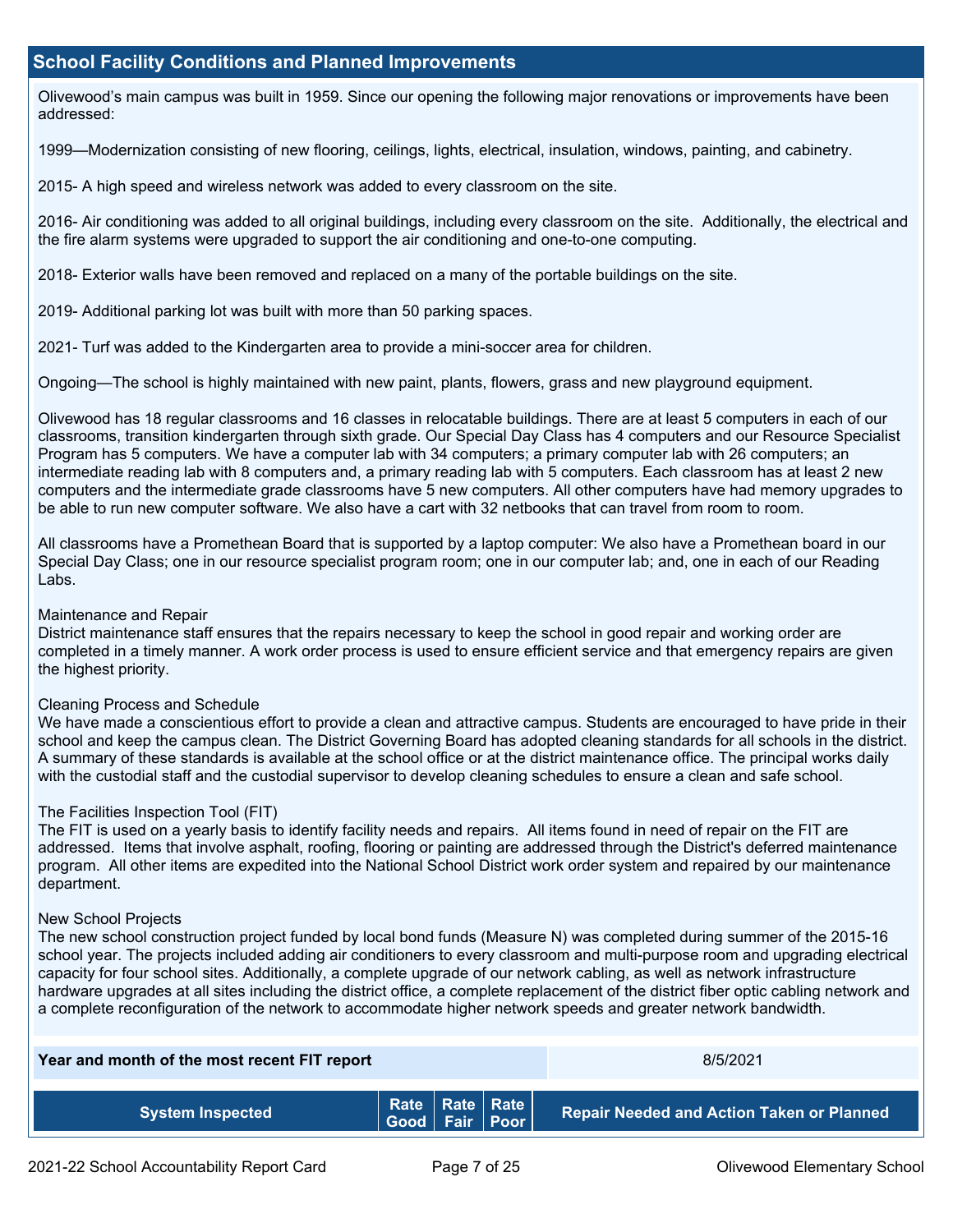## School Facility Conditions and Planned Improvements

Olivewood's main campus was built in 1959. Since our opening the following major renovations or improvements have been addressed:

1999—Modernization consisting of new flooring, ceilings, lights, electrical, insulation, windows, painting, and cabinetry.

2015- A high speed and wireless network was added to every classroom on the site.

2016- Air conditioning was added to all original buildings, including every classroom on the site. Additionally, the electrical and the fire alarm systems were upgraded to support the air conditioning and one-to-one computing.

2018- Exterior walls have been removed and replaced on a many of the portable buildings on the site.

2019- Additional parking lot was built with more than 50 parking spaces.

2021- Turf was added to the Kindergarten area to provide a mini-soccer area for children.

Ongoing—The school is highly maintained with new paint, plants, flowers, grass and new playground equipment.

Olivewood has 18 regular classrooms and 16 classes in relocatable buildings. There are at least 5 computers in each of our classrooms, transition kindergarten through sixth grade. Our Special Day Class has 4 computers and our Resource Specialist Program has 5 computers. We have a computer lab with 34 computers; a primary computer lab with 26 computers; an intermediate reading lab with 8 computers and, a primary reading lab with 5 computers. Each classroom has at least 2 new computers and the intermediate grade classrooms have 5 new computers. All other computers have had memory upgrades to be able to run new computer software. We also have a cart with 32 netbooks that can travel from room to room.

All classrooms have a Promethean Board that is supported by a laptop computer: We also have a Promethean board in our Special Day Class; one in our resource specialist program room; one in our computer lab; and, one in each of our Reading Labs.

Maintenance and Repair
District maintenance staff ensures that the repairs necessary to keep the school in good repair and working order are completed in a timely manner. A work order process is used to ensure efficient service and that emergency repairs are given the highest priority.

Cleaning Process and Schedule
We have made a conscientious effort to provide a clean and attractive campus. Students are encouraged to have pride in their school and keep the campus clean. The District Governing Board has adopted cleaning standards for all schools in the district. A summary of these standards is available at the school office or at the district maintenance office. The principal works daily with the custodial staff and the custodial supervisor to develop cleaning schedules to ensure a clean and safe school.

The Facilities Inspection Tool (FIT)
The FIT is used on a yearly basis to identify facility needs and repairs. All items found in need of repair on the FIT are addressed. Items that involve asphalt, roofing, flooring or painting are addressed through the District's deferred maintenance program. All other items are expedited into the National School District work order system and repaired by our maintenance department.

New School Projects
The new school construction project funded by local bond funds (Measure N) was completed during summer of the 2015-16 school year. The projects included adding air conditioners to every classroom and multi-purpose room and upgrading electrical capacity for four school sites. Additionally, a complete upgrade of our network cabling, as well as network infrastructure hardware upgrades at all sites including the district office, a complete replacement of the district fiber optic cabling network and a complete reconfiguration of the network to accommodate higher network speeds and greater network bandwidth.

| Year and month of the most recent FIT report | 8/5/2021 |
| --- | --- |

| System Inspected | Rate Good | Rate Fair | Rate Poor | Repair Needed and Action Taken or Planned |
| --- | --- | --- | --- | --- |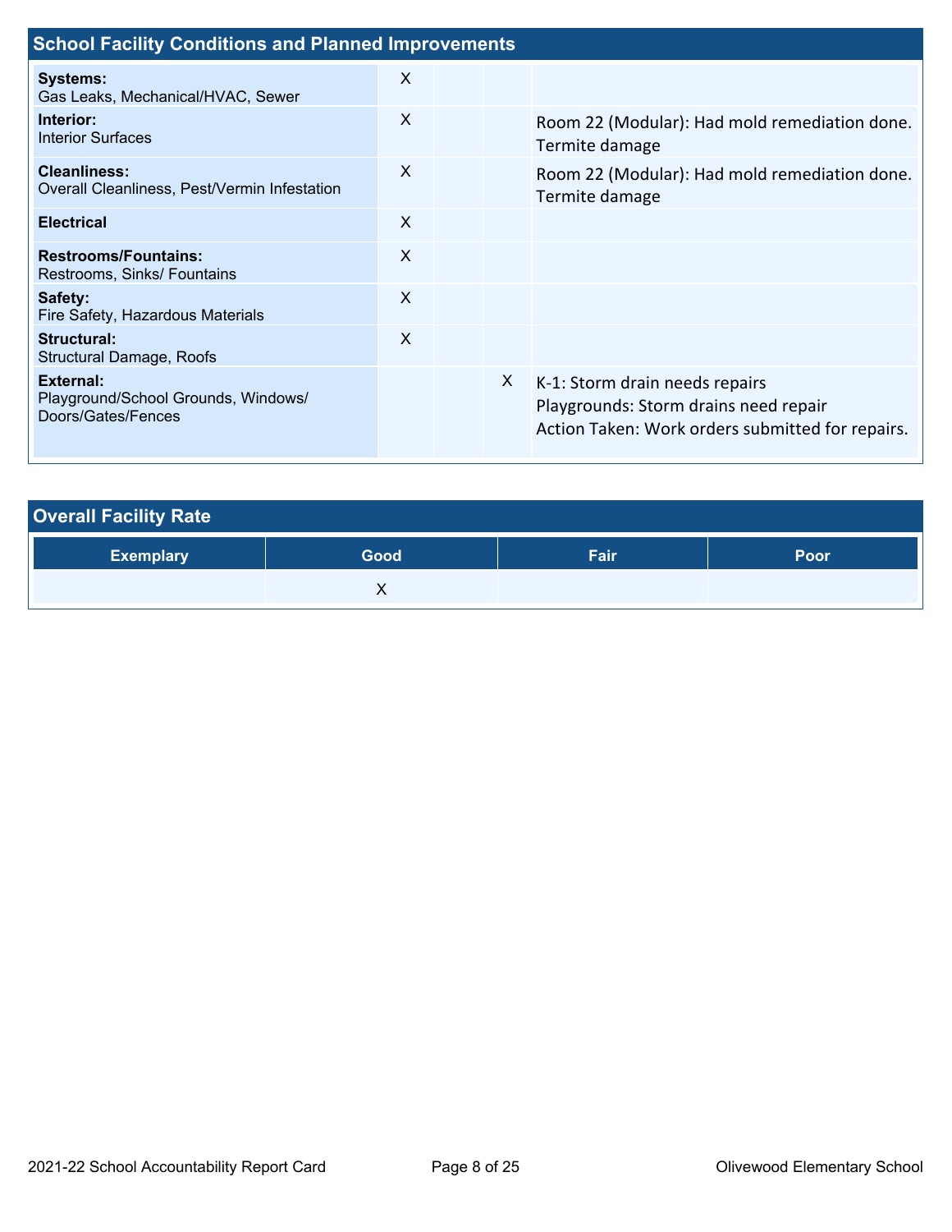## School Facility Conditions and Planned Improvements

| | | | | |
|---|---|---|---|---|
| **Systems:** Gas Leaks, Mechanical/HVAC, Sewer | X | | | |
| **Interior:** Interior Surfaces | X | | | Room 22 (Modular): Had mold remediation done. Termite damage |
| **Cleanliness:** Overall Cleanliness, Pest/Vermin Infestation | X | | | Room 22 (Modular): Had mold remediation done. Termite damage |
| **Electrical** | X | | | |
| **Restrooms/Fountains:** Restrooms, Sinks/ Fountains | X | | | |
| **Safety:** Fire Safety, Hazardous Materials | X | | | |
| **Structural:** Structural Damage, Roofs | X | | | |
| **External:** Playground/School Grounds, Windows/ Doors/Gates/Fences | | | X | K-1: Storm drain needs repairs<br>Playgrounds: Storm drains need repair<br>Action Taken: Work orders submitted for repairs. |

## Overall Facility Rate

| Exemplary | Good | Fair | Poor |
|---|---|---|---|
| | X | | |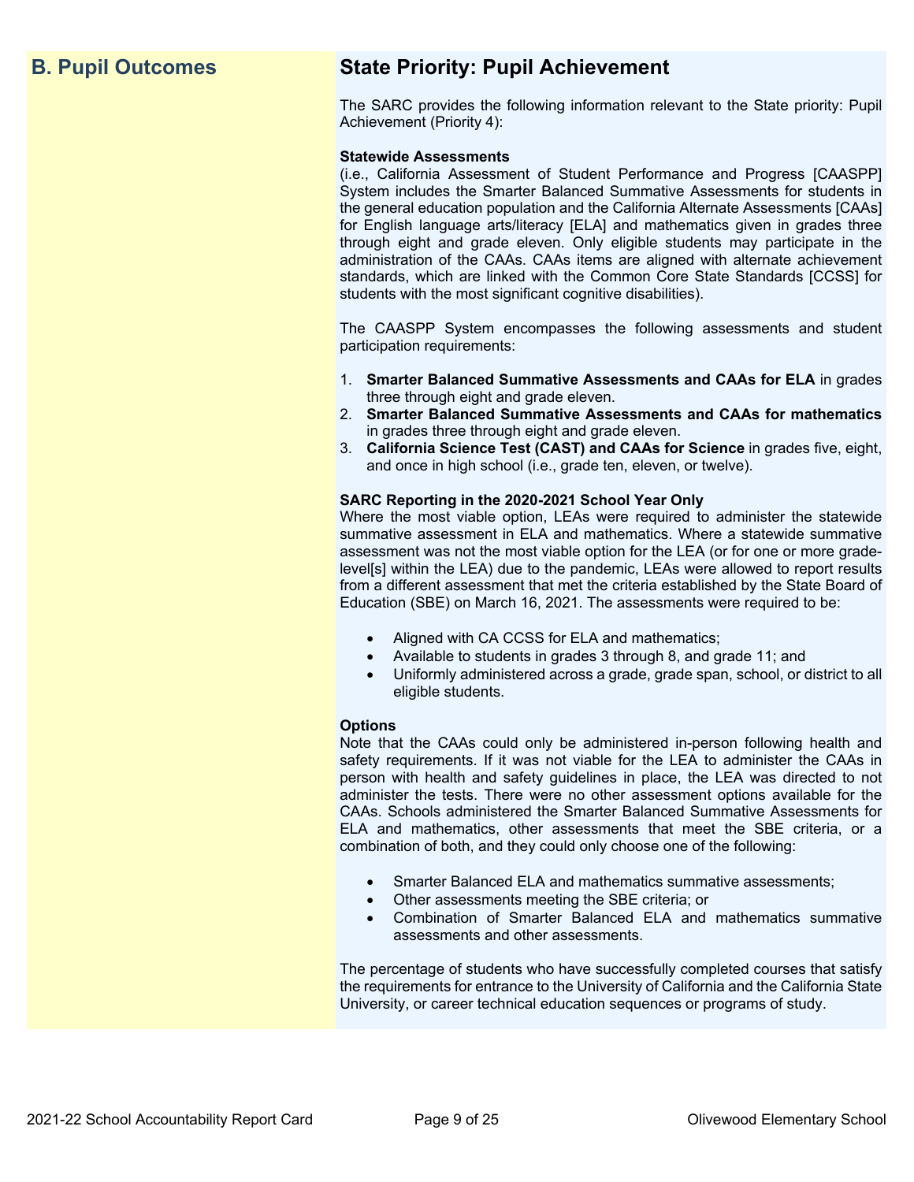## B. Pupil Outcomes

## State Priority: Pupil Achievement

The SARC provides the following information relevant to the State priority: Pupil Achievement (Priority 4):

**Statewide Assessments**
(i.e., California Assessment of Student Performance and Progress [CAASPP] System includes the Smarter Balanced Summative Assessments for students in the general education population and the California Alternate Assessments [CAAs] for English language arts/literacy [ELA] and mathematics given in grades three through eight and grade eleven. Only eligible students may participate in the administration of the CAAs. CAAs items are aligned with alternate achievement standards, which are linked with the Common Core State Standards [CCSS] for students with the most significant cognitive disabilities).

The CAASPP System encompasses the following assessments and student participation requirements:

1. **Smarter Balanced Summative Assessments and CAAs for ELA** in grades three through eight and grade eleven.
2. **Smarter Balanced Summative Assessments and CAAs for mathematics** in grades three through eight and grade eleven.
3. **California Science Test (CAST) and CAAs for Science** in grades five, eight, and once in high school (i.e., grade ten, eleven, or twelve).

**SARC Reporting in the 2020-2021 School Year Only**
Where the most viable option, LEAs were required to administer the statewide summative assessment in ELA and mathematics. Where a statewide summative assessment was not the most viable option for the LEA (or for one or more grade-level[s] within the LEA) due to the pandemic, LEAs were allowed to report results from a different assessment that met the criteria established by the State Board of Education (SBE) on March 16, 2021. The assessments were required to be:

- Aligned with CA CCSS for ELA and mathematics;
- Available to students in grades 3 through 8, and grade 11; and
- Uniformly administered across a grade, grade span, school, or district to all eligible students.

**Options**
Note that the CAAs could only be administered in-person following health and safety requirements. If it was not viable for the LEA to administer the CAAs in person with health and safety guidelines in place, the LEA was directed to not administer the tests. There were no other assessment options available for the CAAs. Schools administered the Smarter Balanced Summative Assessments for ELA and mathematics, other assessments that meet the SBE criteria, or a combination of both, and they could only choose one of the following:

- Smarter Balanced ELA and mathematics summative assessments;
- Other assessments meeting the SBE criteria; or
- Combination of Smarter Balanced ELA and mathematics summative assessments and other assessments.

The percentage of students who have successfully completed courses that satisfy the requirements for entrance to the University of California and the California State University, or career technical education sequences or programs of study.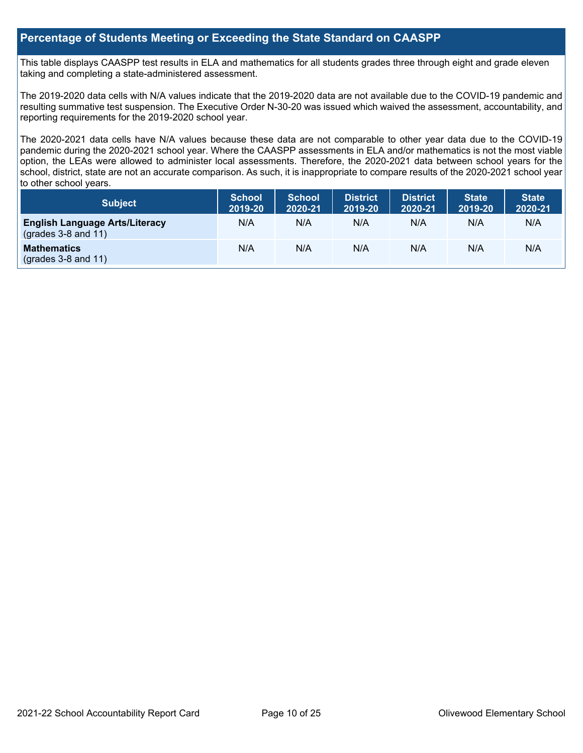## Percentage of Students Meeting or Exceeding the State Standard on CAASPP

This table displays CAASPP test results in ELA and mathematics for all students grades three through eight and grade eleven taking and completing a state-administered assessment.

The 2019-2020 data cells with N/A values indicate that the 2019-2020 data are not available due to the COVID-19 pandemic and resulting summative test suspension. The Executive Order N-30-20 was issued which waived the assessment, accountability, and reporting requirements for the 2019-2020 school year.

The 2020-2021 data cells have N/A values because these data are not comparable to other year data due to the COVID-19 pandemic during the 2020-2021 school year. Where the CAASPP assessments in ELA and/or mathematics is not the most viable option, the LEAs were allowed to administer local assessments. Therefore, the 2020-2021 data between school years for the school, district, state are not an accurate comparison. As such, it is inappropriate to compare results of the 2020-2021 school year to other school years.

| Subject | School 2019-20 | School 2020-21 | District 2019-20 | District 2020-21 | State 2019-20 | State 2020-21 |
|---|---|---|---|---|---|---|
| **English Language Arts/Literacy** (grades 3-8 and 11) | N/A | N/A | N/A | N/A | N/A | N/A |
| **Mathematics** (grades 3-8 and 11) | N/A | N/A | N/A | N/A | N/A | N/A |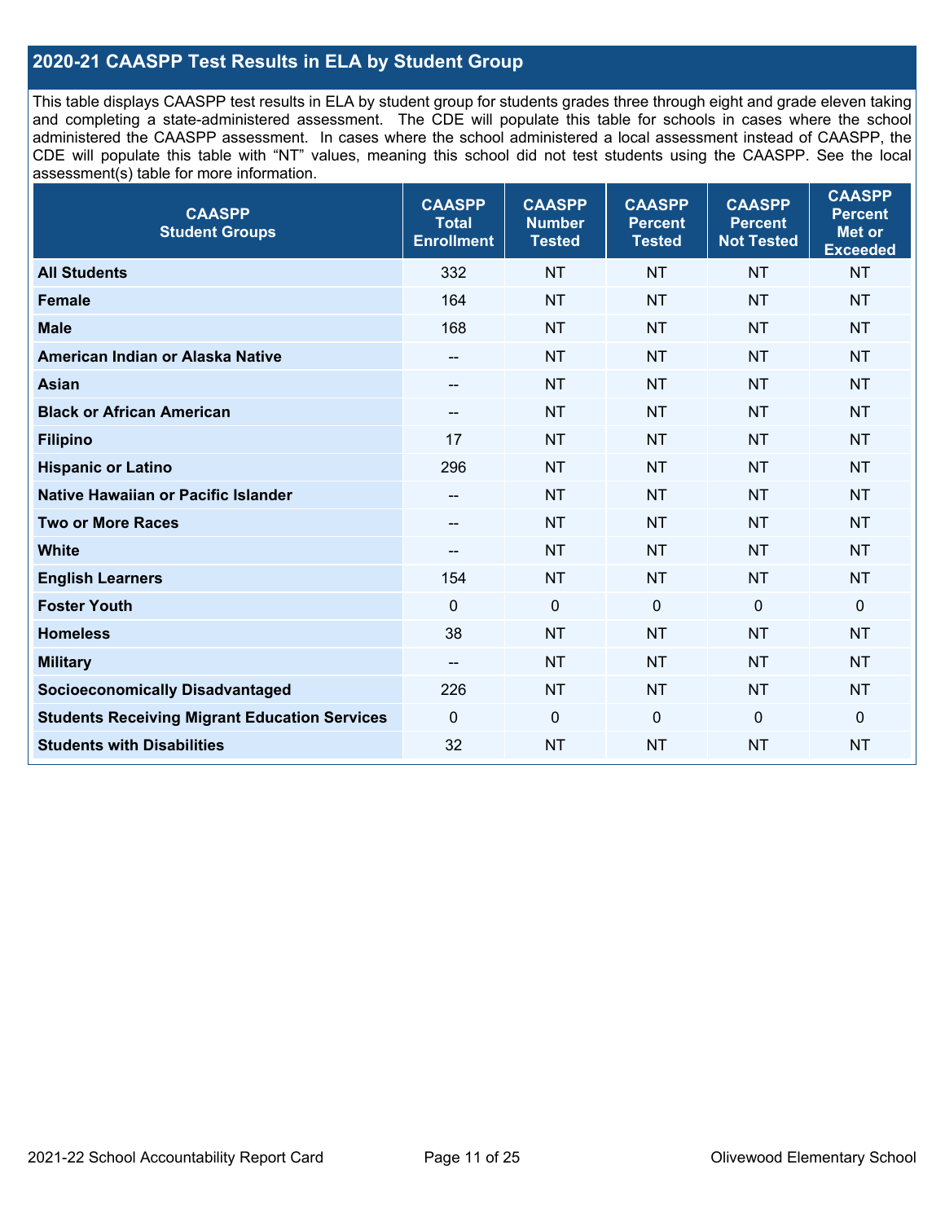## 2020-21 CAASPP Test Results in ELA by Student Group

This table displays CAASPP test results in ELA by student group for students grades three through eight and grade eleven taking and completing a state-administered assessment. The CDE will populate this table for schools in cases where the school administered the CAASPP assessment. In cases where the school administered a local assessment instead of CAASPP, the CDE will populate this table with "NT" values, meaning this school did not test students using the CAASPP. See the local assessment(s) table for more information.

| CAASPP Student Groups | CAASPP Total Enrollment | CAASPP Number Tested | CAASPP Percent Tested | CAASPP Percent Not Tested | CAASPP Percent Met or Exceeded |
|---|---|---|---|---|---|
| **All Students** | 332 | NT | NT | NT | NT |
| **Female** | 164 | NT | NT | NT | NT |
| **Male** | 168 | NT | NT | NT | NT |
| **American Indian or Alaska Native** | -- | NT | NT | NT | NT |
| **Asian** | -- | NT | NT | NT | NT |
| **Black or African American** | -- | NT | NT | NT | NT |
| **Filipino** | 17 | NT | NT | NT | NT |
| **Hispanic or Latino** | 296 | NT | NT | NT | NT |
| **Native Hawaiian or Pacific Islander** | -- | NT | NT | NT | NT |
| **Two or More Races** | -- | NT | NT | NT | NT |
| **White** | -- | NT | NT | NT | NT |
| **English Learners** | 154 | NT | NT | NT | NT |
| **Foster Youth** | 0 | 0 | 0 | 0 | 0 |
| **Homeless** | 38 | NT | NT | NT | NT |
| **Military** | -- | NT | NT | NT | NT |
| **Socioeconomically Disadvantaged** | 226 | NT | NT | NT | NT |
| **Students Receiving Migrant Education Services** | 0 | 0 | 0 | 0 | 0 |
| **Students with Disabilities** | 32 | NT | NT | NT | NT |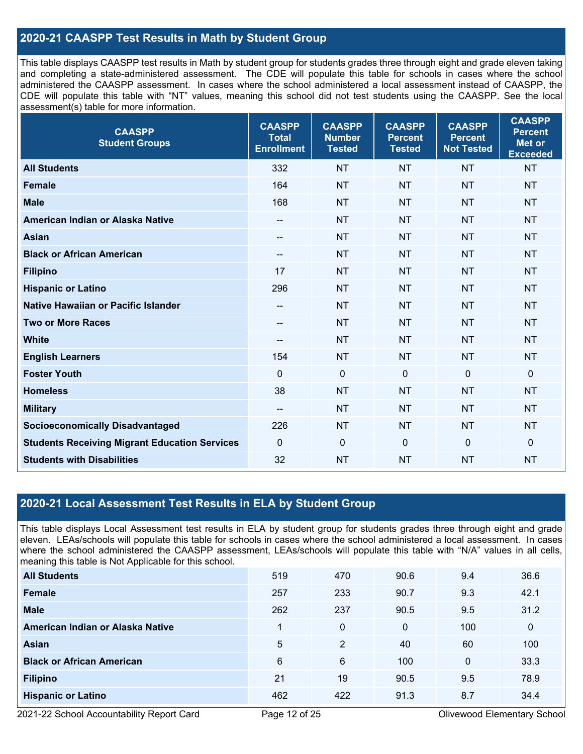## 2020-21 CAASPP Test Results in Math by Student Group

This table displays CAASPP test results in Math by student group for students grades three through eight and grade eleven taking and completing a state-administered assessment. The CDE will populate this table for schools in cases where the school administered the CAASPP assessment. In cases where the school administered a local assessment instead of CAASPP, the CDE will populate this table with "NT" values, meaning this school did not test students using the CAASPP. See the local assessment(s) table for more information.

| CAASPP Student Groups | CAASPP Total Enrollment | CAASPP Number Tested | CAASPP Percent Tested | CAASPP Percent Not Tested | CAASPP Percent Met or Exceeded |
|---|---|---|---|---|---|
| All Students | 332 | NT | NT | NT | NT |
| Female | 164 | NT | NT | NT | NT |
| Male | 168 | NT | NT | NT | NT |
| American Indian or Alaska Native | -- | NT | NT | NT | NT |
| Asian | -- | NT | NT | NT | NT |
| Black or African American | -- | NT | NT | NT | NT |
| Filipino | 17 | NT | NT | NT | NT |
| Hispanic or Latino | 296 | NT | NT | NT | NT |
| Native Hawaiian or Pacific Islander | -- | NT | NT | NT | NT |
| Two or More Races | -- | NT | NT | NT | NT |
| White | -- | NT | NT | NT | NT |
| English Learners | 154 | NT | NT | NT | NT |
| Foster Youth | 0 | 0 | 0 | 0 | 0 |
| Homeless | 38 | NT | NT | NT | NT |
| Military | -- | NT | NT | NT | NT |
| Socioeconomically Disadvantaged | 226 | NT | NT | NT | NT |
| Students Receiving Migrant Education Services | 0 | 0 | 0 | 0 | 0 |
| Students with Disabilities | 32 | NT | NT | NT | NT |

## 2020-21 Local Assessment Test Results in ELA by Student Group

This table displays Local Assessment test results in ELA by student group for students grades three through eight and grade eleven. LEAs/schools will populate this table for schools in cases where the school administered a local assessment. In cases where the school administered the CAASPP assessment, LEAs/schools will populate this table with "N/A" values in all cells, meaning this table is Not Applicable for this school.

| | | | | | |
|---|---|---|---|---|---|
| All Students | 519 | 470 | 90.6 | 9.4 | 36.6 |
| Female | 257 | 233 | 90.7 | 9.3 | 42.1 |
| Male | 262 | 237 | 90.5 | 9.5 | 31.2 |
| American Indian or Alaska Native | 1 | 0 | 0 | 100 | 0 |
| Asian | 5 | 2 | 40 | 60 | 100 |
| Black or African American | 6 | 6 | 100 | 0 | 33.3 |
| Filipino | 21 | 19 | 90.5 | 9.5 | 78.9 |
| Hispanic or Latino | 462 | 422 | 91.3 | 8.7 | 34.4 |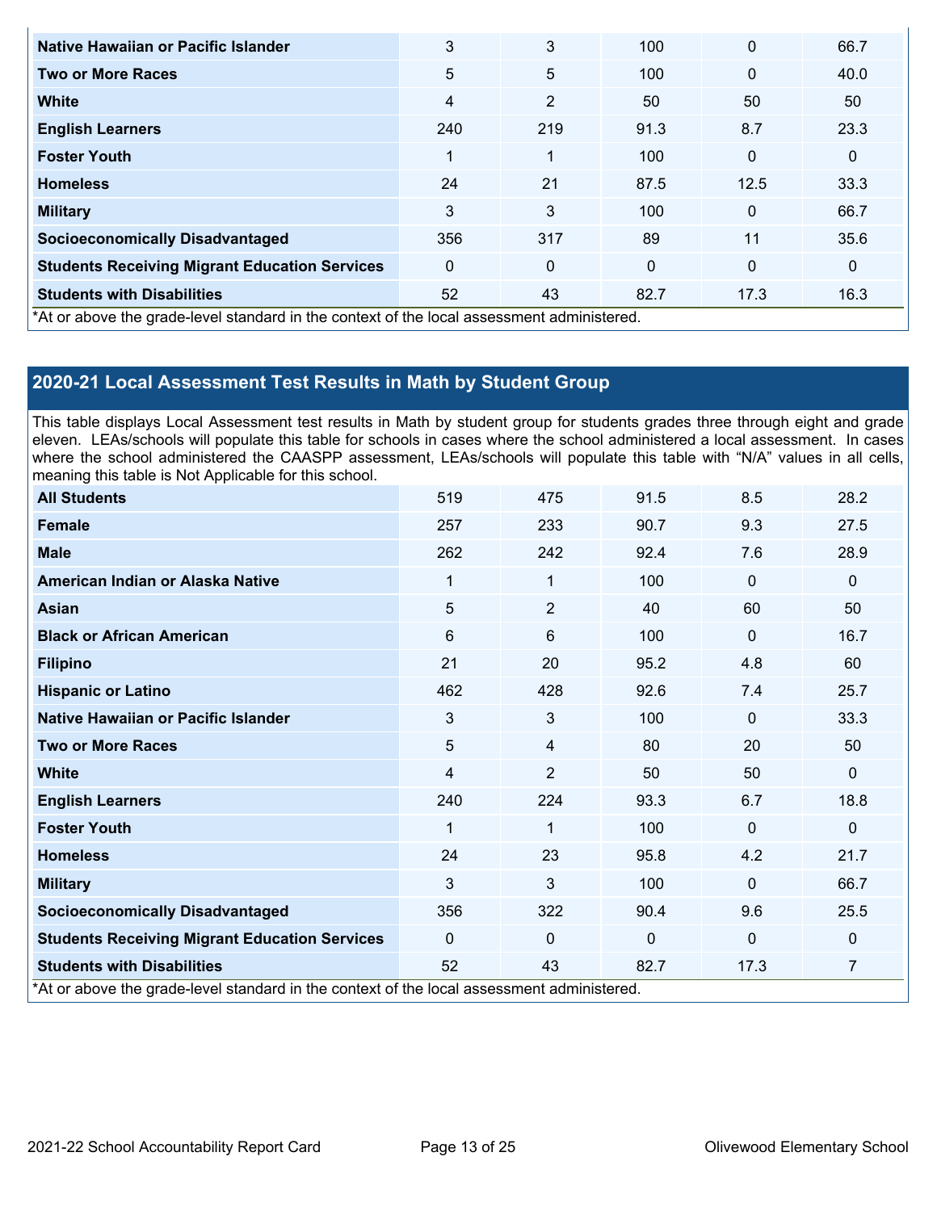| | | | | | |
|---|---|---|---|---|---|
| **Native Hawaiian or Pacific Islander** | 3 | 3 | 100 | 0 | 66.7 |
| **Two or More Races** | 5 | 5 | 100 | 0 | 40.0 |
| **White** | 4 | 2 | 50 | 50 | 50 |
| **English Learners** | 240 | 219 | 91.3 | 8.7 | 23.3 |
| **Foster Youth** | 1 | 1 | 100 | 0 | 0 |
| **Homeless** | 24 | 21 | 87.5 | 12.5 | 33.3 |
| **Military** | 3 | 3 | 100 | 0 | 66.7 |
| **Socioeconomically Disadvantaged** | 356 | 317 | 89 | 11 | 35.6 |
| **Students Receiving Migrant Education Services** | 0 | 0 | 0 | 0 | 0 |
| **Students with Disabilities** | 52 | 43 | 82.7 | 17.3 | 16.3 |

*At or above the grade-level standard in the context of the local assessment administered.

## 2020-21 Local Assessment Test Results in Math by Student Group

This table displays Local Assessment test results in Math by student group for students grades three through eight and grade eleven. LEAs/schools will populate this table for schools in cases where the school administered a local assessment. In cases where the school administered the CAASPP assessment, LEAs/schools will populate this table with "N/A" values in all cells, meaning this table is Not Applicable for this school.

| | | | | | |
|---|---|---|---|---|---|
| **All Students** | 519 | 475 | 91.5 | 8.5 | 28.2 |
| **Female** | 257 | 233 | 90.7 | 9.3 | 27.5 |
| **Male** | 262 | 242 | 92.4 | 7.6 | 28.9 |
| **American Indian or Alaska Native** | 1 | 1 | 100 | 0 | 0 |
| **Asian** | 5 | 2 | 40 | 60 | 50 |
| **Black or African American** | 6 | 6 | 100 | 0 | 16.7 |
| **Filipino** | 21 | 20 | 95.2 | 4.8 | 60 |
| **Hispanic or Latino** | 462 | 428 | 92.6 | 7.4 | 25.7 |
| **Native Hawaiian or Pacific Islander** | 3 | 3 | 100 | 0 | 33.3 |
| **Two or More Races** | 5 | 4 | 80 | 20 | 50 |
| **White** | 4 | 2 | 50 | 50 | 0 |
| **English Learners** | 240 | 224 | 93.3 | 6.7 | 18.8 |
| **Foster Youth** | 1 | 1 | 100 | 0 | 0 |
| **Homeless** | 24 | 23 | 95.8 | 4.2 | 21.7 |
| **Military** | 3 | 3 | 100 | 0 | 66.7 |
| **Socioeconomically Disadvantaged** | 356 | 322 | 90.4 | 9.6 | 25.5 |
| **Students Receiving Migrant Education Services** | 0 | 0 | 0 | 0 | 0 |
| **Students with Disabilities** | 52 | 43 | 82.7 | 17.3 | 7 |

*At or above the grade-level standard in the context of the local assessment administered.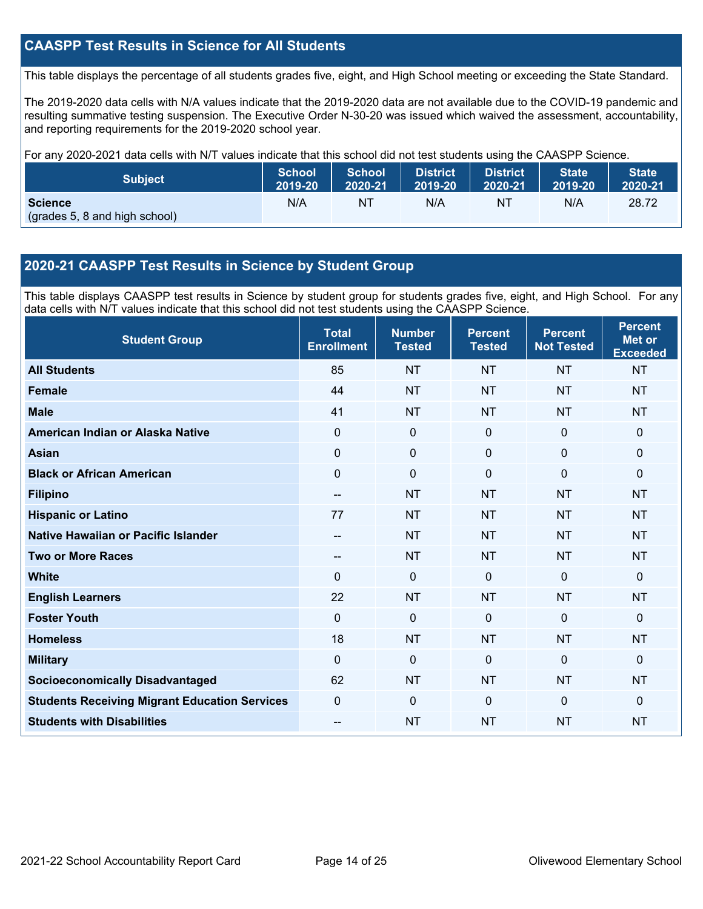## CAASPP Test Results in Science for All Students

This table displays the percentage of all students grades five, eight, and High School meeting or exceeding the State Standard.

The 2019-2020 data cells with N/A values indicate that the 2019-2020 data are not available due to the COVID-19 pandemic and resulting summative testing suspension. The Executive Order N-30-20 was issued which waived the assessment, accountability, and reporting requirements for the 2019-2020 school year.

For any 2020-2021 data cells with N/T values indicate that this school did not test students using the CAASPP Science.

| Subject | School 2019-20 | School 2020-21 | District 2019-20 | District 2020-21 | State 2019-20 | State 2020-21 |
|---|---|---|---|---|---|---|
| **Science** (grades 5, 8 and high school) | N/A | NT | N/A | NT | N/A | 28.72 |

## 2020-21 CAASPP Test Results in Science by Student Group

This table displays CAASPP test results in Science by student group for students grades five, eight, and High School. For any data cells with N/T values indicate that this school did not test students using the CAASPP Science.

| Student Group | Total Enrollment | Number Tested | Percent Tested | Percent Not Tested | Percent Met or Exceeded |
|---|---|---|---|---|---|
| **All Students** | 85 | NT | NT | NT | NT |
| **Female** | 44 | NT | NT | NT | NT |
| **Male** | 41 | NT | NT | NT | NT |
| **American Indian or Alaska Native** | 0 | 0 | 0 | 0 | 0 |
| **Asian** | 0 | 0 | 0 | 0 | 0 |
| **Black or African American** | 0 | 0 | 0 | 0 | 0 |
| **Filipino** | -- | NT | NT | NT | NT |
| **Hispanic or Latino** | 77 | NT | NT | NT | NT |
| **Native Hawaiian or Pacific Islander** | -- | NT | NT | NT | NT |
| **Two or More Races** | -- | NT | NT | NT | NT |
| **White** | 0 | 0 | 0 | 0 | 0 |
| **English Learners** | 22 | NT | NT | NT | NT |
| **Foster Youth** | 0 | 0 | 0 | 0 | 0 |
| **Homeless** | 18 | NT | NT | NT | NT |
| **Military** | 0 | 0 | 0 | 0 | 0 |
| **Socioeconomically Disadvantaged** | 62 | NT | NT | NT | NT |
| **Students Receiving Migrant Education Services** | 0 | 0 | 0 | 0 | 0 |
| **Students with Disabilities** | -- | NT | NT | NT | NT |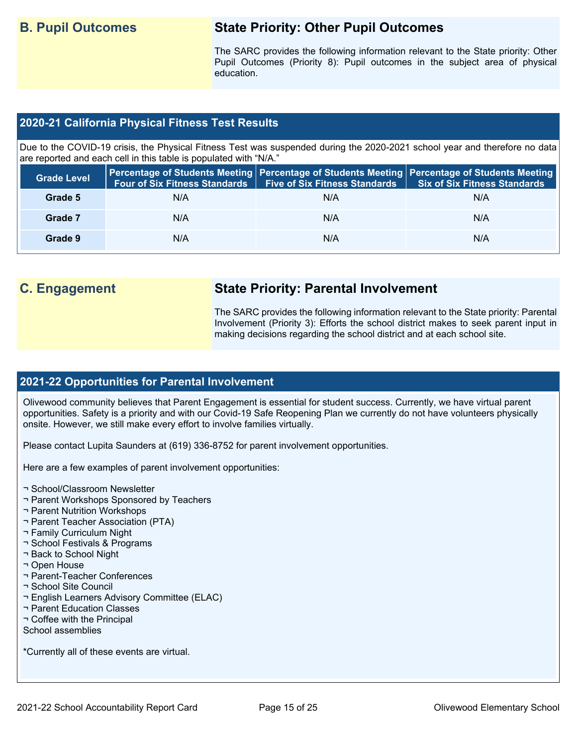## B. Pupil Outcomes

### State Priority: Other Pupil Outcomes

The SARC provides the following information relevant to the State priority: Other Pupil Outcomes (Priority 8): Pupil outcomes in the subject area of physical education.

### 2020-21 California Physical Fitness Test Results

Due to the COVID-19 crisis, the Physical Fitness Test was suspended during the 2020-2021 school year and therefore no data are reported and each cell in this table is populated with "N/A."

| Grade Level | Percentage of Students Meeting Four of Six Fitness Standards | Percentage of Students Meeting Five of Six Fitness Standards | Percentage of Students Meeting Six of Six Fitness Standards |
|---|---|---|---|
| Grade 5 | N/A | N/A | N/A |
| Grade 7 | N/A | N/A | N/A |
| Grade 9 | N/A | N/A | N/A |

## C. Engagement

### State Priority: Parental Involvement

The SARC provides the following information relevant to the State priority: Parental Involvement (Priority 3): Efforts the school district makes to seek parent input in making decisions regarding the school district and at each school site.

### 2021-22 Opportunities for Parental Involvement

Olivewood community believes that Parent Engagement is essential for student success. Currently, we have virtual parent opportunities. Safety is a priority and with our Covid-19 Safe Reopening Plan we currently do not have volunteers physically onsite. However, we still make every effort to involve families virtually.

Please contact Lupita Saunders at (619) 336-8752 for parent involvement opportunities.

Here are a few examples of parent involvement opportunities:

¬ School/Classroom Newsletter
¬ Parent Workshops Sponsored by Teachers
¬ Parent Nutrition Workshops
¬ Parent Teacher Association (PTA)
¬ Family Curriculum Night
¬ School Festivals & Programs
¬ Back to School Night
¬ Open House
¬ Parent-Teacher Conferences
¬ School Site Council
¬ English Learners Advisory Committee (ELAC)
¬ Parent Education Classes
¬ Coffee with the Principal
School assemblies

*Currently all of these events are virtual.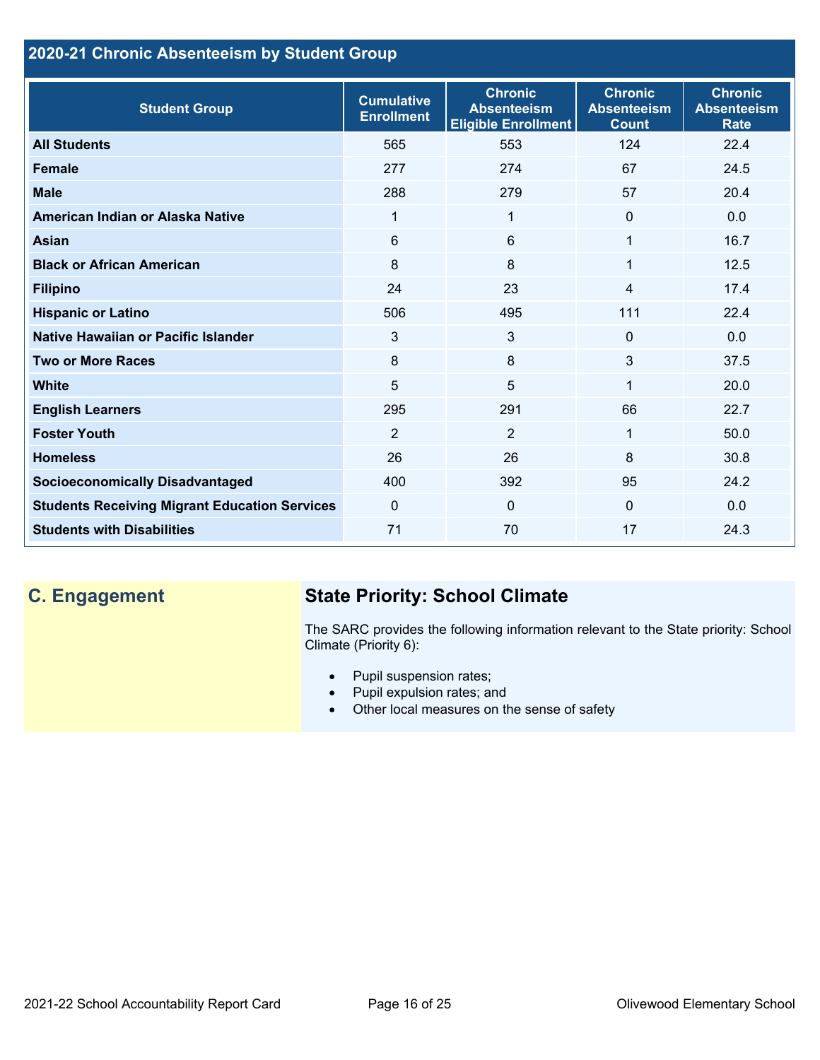## 2020-21 Chronic Absenteeism by Student Group

| Student Group | Cumulative Enrollment | Chronic Absenteeism Eligible Enrollment | Chronic Absenteeism Count | Chronic Absenteeism Rate |
|---|---|---|---|---|
| **All Students** | 565 | 553 | 124 | 22.4 |
| **Female** | 277 | 274 | 67 | 24.5 |
| **Male** | 288 | 279 | 57 | 20.4 |
| **American Indian or Alaska Native** | 1 | 1 | 0 | 0.0 |
| **Asian** | 6 | 6 | 1 | 16.7 |
| **Black or African American** | 8 | 8 | 1 | 12.5 |
| **Filipino** | 24 | 23 | 4 | 17.4 |
| **Hispanic or Latino** | 506 | 495 | 111 | 22.4 |
| **Native Hawaiian or Pacific Islander** | 3 | 3 | 0 | 0.0 |
| **Two or More Races** | 8 | 8 | 3 | 37.5 |
| **White** | 5 | 5 | 1 | 20.0 |
| **English Learners** | 295 | 291 | 66 | 22.7 |
| **Foster Youth** | 2 | 2 | 1 | 50.0 |
| **Homeless** | 26 | 26 | 8 | 30.8 |
| **Socioeconomically Disadvantaged** | 400 | 392 | 95 | 24.2 |
| **Students Receiving Migrant Education Services** | 0 | 0 | 0 | 0.0 |
| **Students with Disabilities** | 71 | 70 | 17 | 24.3 |

## C. Engagement

### State Priority: School Climate

The SARC provides the following information relevant to the State priority: School Climate (Priority 6):

- Pupil suspension rates;
- Pupil expulsion rates; and
- Other local measures on the sense of safety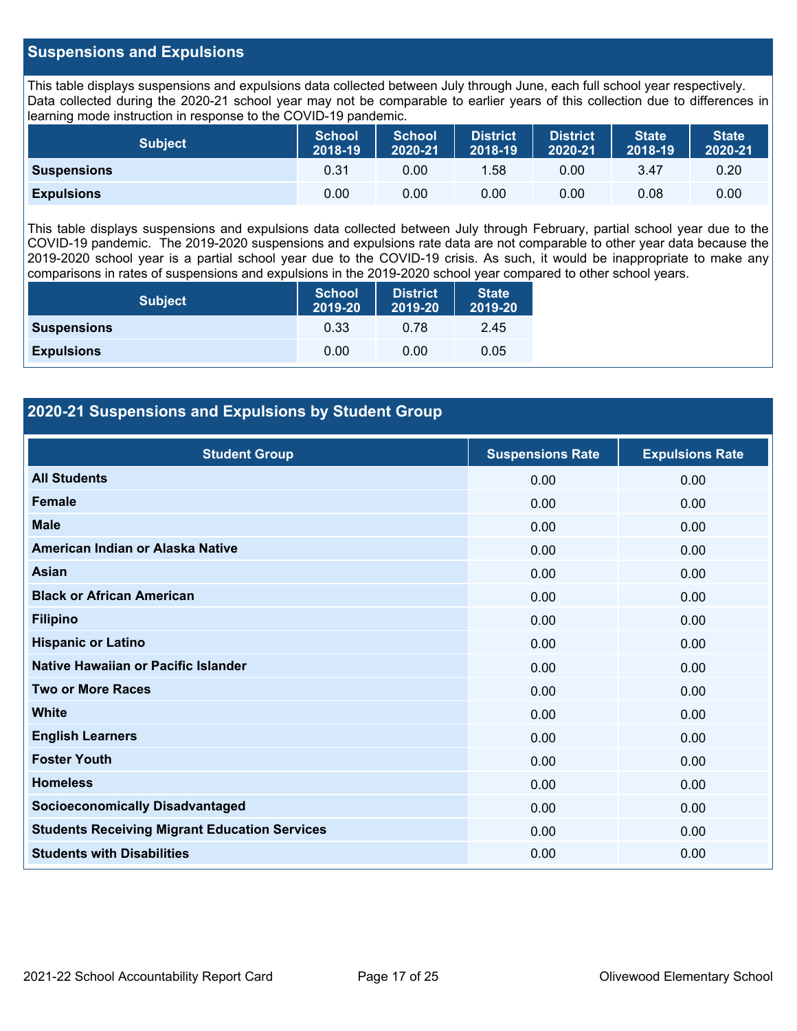## Suspensions and Expulsions

This table displays suspensions and expulsions data collected between July through June, each full school year respectively. Data collected during the 2020-21 school year may not be comparable to earlier years of this collection due to differences in learning mode instruction in response to the COVID-19 pandemic.

| Subject | School 2018-19 | School 2020-21 | District 2018-19 | District 2020-21 | State 2018-19 | State 2020-21 |
|---|---|---|---|---|---|---|
| **Suspensions** | 0.31 | 0.00 | 1.58 | 0.00 | 3.47 | 0.20 |
| **Expulsions** | 0.00 | 0.00 | 0.00 | 0.00 | 0.08 | 0.00 |

This table displays suspensions and expulsions data collected between July through February, partial school year due to the COVID-19 pandemic. The 2019-2020 suspensions and expulsions rate data are not comparable to other year data because the 2019-2020 school year is a partial school year due to the COVID-19 crisis. As such, it would be inappropriate to make any comparisons in rates of suspensions and expulsions in the 2019-2020 school year compared to other school years.

| Subject | School 2019-20 | District 2019-20 | State 2019-20 |
|---|---|---|---|
| **Suspensions** | 0.33 | 0.78 | 2.45 |
| **Expulsions** | 0.00 | 0.00 | 0.05 |

## 2020-21 Suspensions and Expulsions by Student Group

| Student Group | Suspensions Rate | Expulsions Rate |
|---|---|---|
| **All Students** | 0.00 | 0.00 |
| **Female** | 0.00 | 0.00 |
| **Male** | 0.00 | 0.00 |
| **American Indian or Alaska Native** | 0.00 | 0.00 |
| **Asian** | 0.00 | 0.00 |
| **Black or African American** | 0.00 | 0.00 |
| **Filipino** | 0.00 | 0.00 |
| **Hispanic or Latino** | 0.00 | 0.00 |
| **Native Hawaiian or Pacific Islander** | 0.00 | 0.00 |
| **Two or More Races** | 0.00 | 0.00 |
| **White** | 0.00 | 0.00 |
| **English Learners** | 0.00 | 0.00 |
| **Foster Youth** | 0.00 | 0.00 |
| **Homeless** | 0.00 | 0.00 |
| **Socioeconomically Disadvantaged** | 0.00 | 0.00 |
| **Students Receiving Migrant Education Services** | 0.00 | 0.00 |
| **Students with Disabilities** | 0.00 | 0.00 |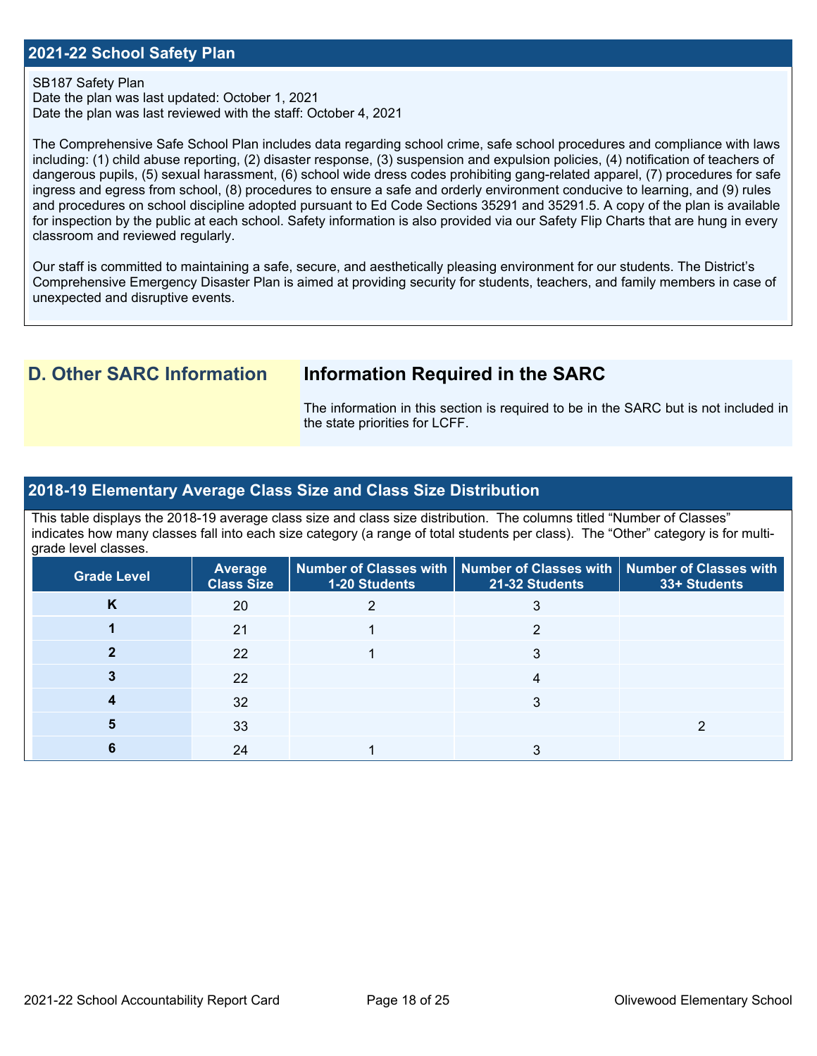## 2021-22 School Safety Plan

SB187 Safety Plan
Date the plan was last updated: October 1, 2021
Date the plan was last reviewed with the staff: October 4, 2021

The Comprehensive Safe School Plan includes data regarding school crime, safe school procedures and compliance with laws including: (1) child abuse reporting, (2) disaster response, (3) suspension and expulsion policies, (4) notification of teachers of dangerous pupils, (5) sexual harassment, (6) school wide dress codes prohibiting gang-related apparel, (7) procedures for safe ingress and egress from school, (8) procedures to ensure a safe and orderly environment conducive to learning, and (9) rules and procedures on school discipline adopted pursuant to Ed Code Sections 35291 and 35291.5. A copy of the plan is available for inspection by the public at each school. Safety information is also provided via our Safety Flip Charts that are hung in every classroom and reviewed regularly.

Our staff is committed to maintaining a safe, secure, and aesthetically pleasing environment for our students. The District's Comprehensive Emergency Disaster Plan is aimed at providing security for students, teachers, and family members in case of unexpected and disruptive events.

## D. Other SARC Information

### Information Required in the SARC

The information in this section is required to be in the SARC but is not included in the state priorities for LCFF.

## 2018-19 Elementary Average Class Size and Class Size Distribution

This table displays the 2018-19 average class size and class size distribution. The columns titled "Number of Classes" indicates how many classes fall into each size category (a range of total students per class). The "Other" category is for multi-grade level classes.

| Grade Level | Average Class Size | Number of Classes with 1-20 Students | Number of Classes with 21-32 Students | Number of Classes with 33+ Students |
|---|---|---|---|---|
| K | 20 | 2 | 3 | |
| 1 | 21 | 1 | 2 | |
| 2 | 22 | 1 | 3 | |
| 3 | 22 | | 4 | |
| 4 | 32 | | 3 | |
| 5 | 33 | | | 2 |
| 6 | 24 | 1 | 3 | |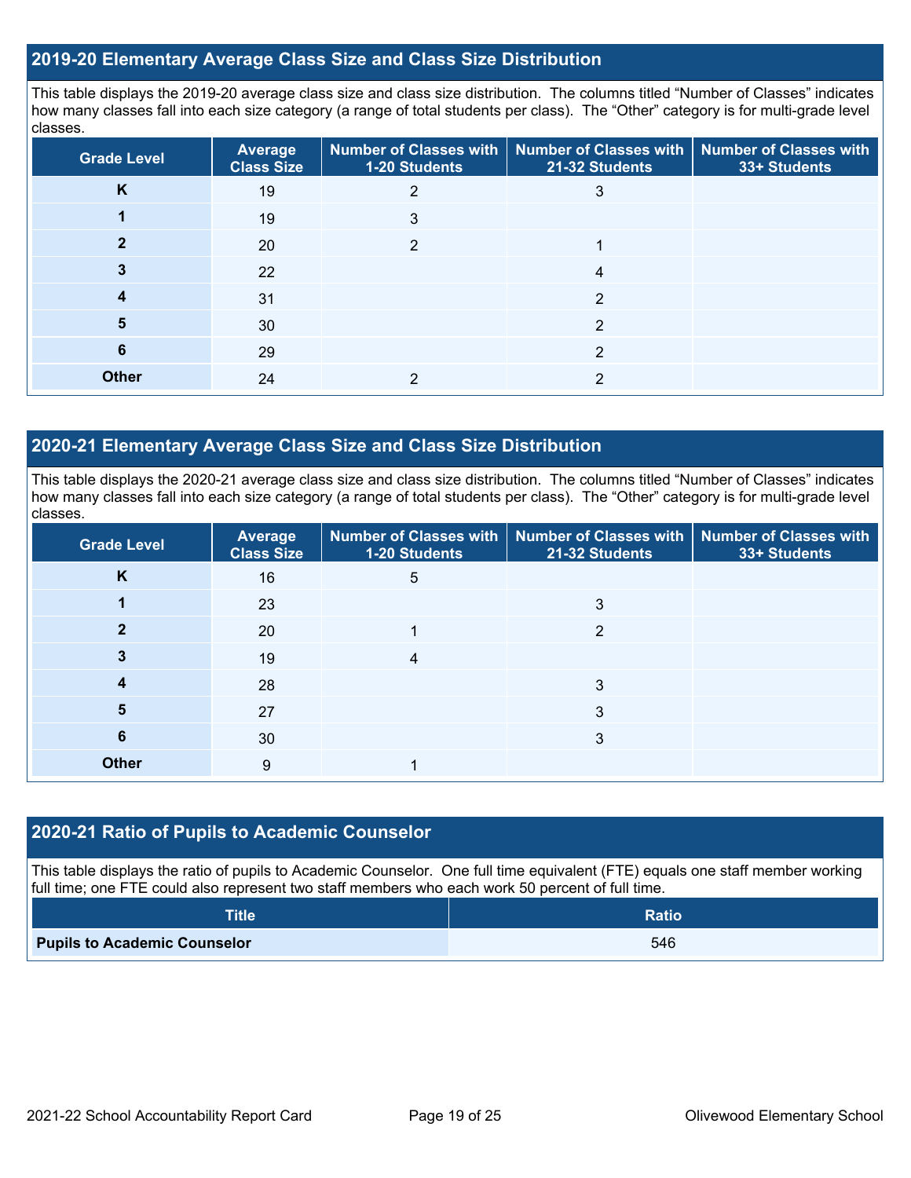## 2019-20 Elementary Average Class Size and Class Size Distribution

This table displays the 2019-20 average class size and class size distribution. The columns titled "Number of Classes" indicates how many classes fall into each size category (a range of total students per class). The "Other" category is for multi-grade level classes.

| Grade Level | Average Class Size | Number of Classes with 1-20 Students | Number of Classes with 21-32 Students | Number of Classes with 33+ Students |
|---|---|---|---|---|
| K | 19 | 2 | 3 | |
| 1 | 19 | 3 | | |
| 2 | 20 | 2 | 1 | |
| 3 | 22 | | 4 | |
| 4 | 31 | | 2 | |
| 5 | 30 | | 2 | |
| 6 | 29 | | 2 | |
| Other | 24 | 2 | 2 | |

## 2020-21 Elementary Average Class Size and Class Size Distribution

This table displays the 2020-21 average class size and class size distribution. The columns titled "Number of Classes" indicates how many classes fall into each size category (a range of total students per class). The "Other" category is for multi-grade level classes.

| Grade Level | Average Class Size | Number of Classes with 1-20 Students | Number of Classes with 21-32 Students | Number of Classes with 33+ Students |
|---|---|---|---|---|
| K | 16 | 5 | | |
| 1 | 23 | | 3 | |
| 2 | 20 | 1 | 2 | |
| 3 | 19 | 4 | | |
| 4 | 28 | | 3 | |
| 5 | 27 | | 3 | |
| 6 | 30 | | 3 | |
| Other | 9 | 1 | | |

## 2020-21 Ratio of Pupils to Academic Counselor

This table displays the ratio of pupils to Academic Counselor. One full time equivalent (FTE) equals one staff member working full time; one FTE could also represent two staff members who each work 50 percent of full time.

| Title | Ratio |
|---|---|
| **Pupils to Academic Counselor** | 546 |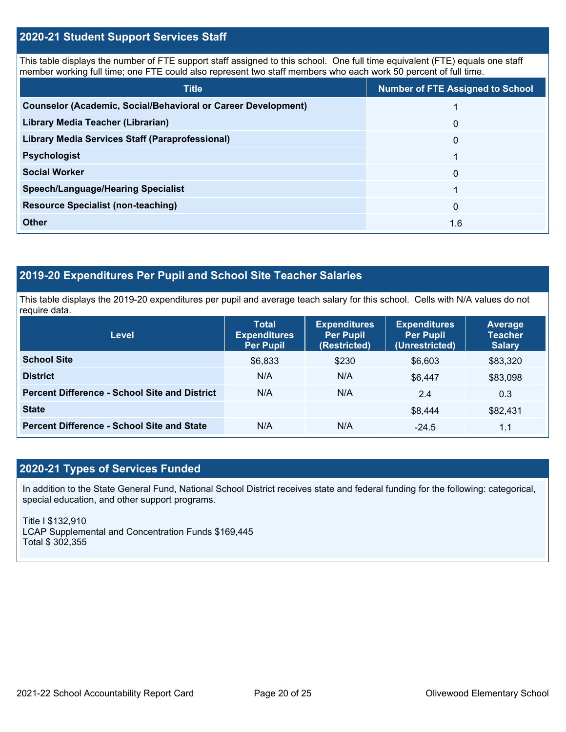## 2020-21 Student Support Services Staff

This table displays the number of FTE support staff assigned to this school. One full time equivalent (FTE) equals one staff member working full time; one FTE could also represent two staff members who each work 50 percent of full time.

| Title | Number of FTE Assigned to School |
|---|---|
| **Counselor (Academic, Social/Behavioral or Career Development)** | 1 |
| **Library Media Teacher (Librarian)** | 0 |
| **Library Media Services Staff (Paraprofessional)** | 0 |
| **Psychologist** | 1 |
| **Social Worker** | 0 |
| **Speech/Language/Hearing Specialist** | 1 |
| **Resource Specialist (non-teaching)** | 0 |
| **Other** | 1.6 |

## 2019-20 Expenditures Per Pupil and School Site Teacher Salaries

This table displays the 2019-20 expenditures per pupil and average teach salary for this school. Cells with N/A values do not require data.

| Level | Total Expenditures Per Pupil | Expenditures Per Pupil (Restricted) | Expenditures Per Pupil (Unrestricted) | Average Teacher Salary |
|---|---|---|---|---|
| **School Site** | $6,833 | $230 | $6,603 | $83,320 |
| **District** | N/A | N/A | $6,447 | $83,098 |
| **Percent Difference - School Site and District** | N/A | N/A | 2.4 | 0.3 |
| **State** | | | $8,444 | $82,431 |
| **Percent Difference - School Site and State** | N/A | N/A | -24.5 | 1.1 |

## 2020-21 Types of Services Funded

In addition to the State General Fund, National School District receives state and federal funding for the following: categorical, special education, and other support programs.

Title I $132,910
LCAP Supplemental and Concentration Funds $169,445
Total $ 302,355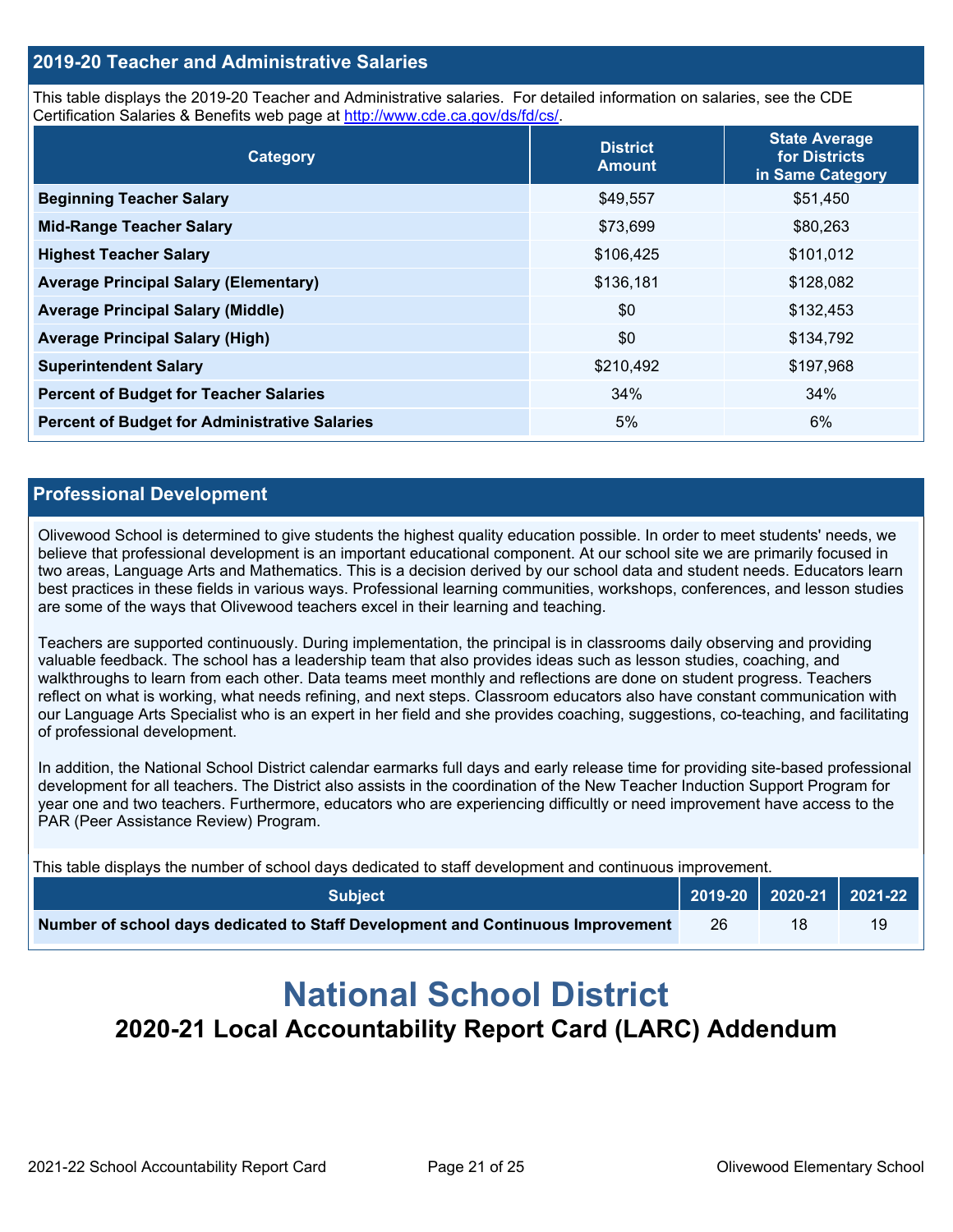## 2019-20 Teacher and Administrative Salaries

This table displays the 2019-20 Teacher and Administrative salaries. For detailed information on salaries, see the CDE Certification Salaries & Benefits web page at http://www.cde.ca.gov/ds/fd/cs/.

| Category | District Amount | State Average for Districts in Same Category |
|---|---|---|
| **Beginning Teacher Salary** | $49,557 | $51,450 |
| **Mid-Range Teacher Salary** | $73,699 | $80,263 |
| **Highest Teacher Salary** | $106,425 | $101,012 |
| **Average Principal Salary (Elementary)** | $136,181 | $128,082 |
| **Average Principal Salary (Middle)** | $0 | $132,453 |
| **Average Principal Salary (High)** | $0 | $134,792 |
| **Superintendent Salary** | $210,492 | $197,968 |
| **Percent of Budget for Teacher Salaries** | 34% | 34% |
| **Percent of Budget for Administrative Salaries** | 5% | 6% |

## Professional Development

Olivewood School is determined to give students the highest quality education possible. In order to meet students' needs, we believe that professional development is an important educational component. At our school site we are primarily focused in two areas, Language Arts and Mathematics. This is a decision derived by our school data and student needs. Educators learn best practices in these fields in various ways. Professional learning communities, workshops, conferences, and lesson studies are some of the ways that Olivewood teachers excel in their learning and teaching.

Teachers are supported continuously. During implementation, the principal is in classrooms daily observing and providing valuable feedback. The school has a leadership team that also provides ideas such as lesson studies, coaching, and walkthroughs to learn from each other. Data teams meet monthly and reflections are done on student progress. Teachers reflect on what is working, what needs refining, and next steps. Classroom educators also have constant communication with our Language Arts Specialist who is an expert in her field and she provides coaching, suggestions, co-teaching, and facilitating of professional development.

In addition, the National School District calendar earmarks full days and early release time for providing site-based professional development for all teachers. The District also assists in the coordination of the New Teacher Induction Support Program for year one and two teachers. Furthermore, educators who are experiencing difficultly or need improvement have access to the PAR (Peer Assistance Review) Program.

This table displays the number of school days dedicated to staff development and continuous improvement.

| Subject | 2019-20 | 2020-21 | 2021-22 |
|---|---|---|---|
| **Number of school days dedicated to Staff Development and Continuous Improvement** | 26 | 18 | 19 |

# National School District

## 2020-21 Local Accountability Report Card (LARC) Addendum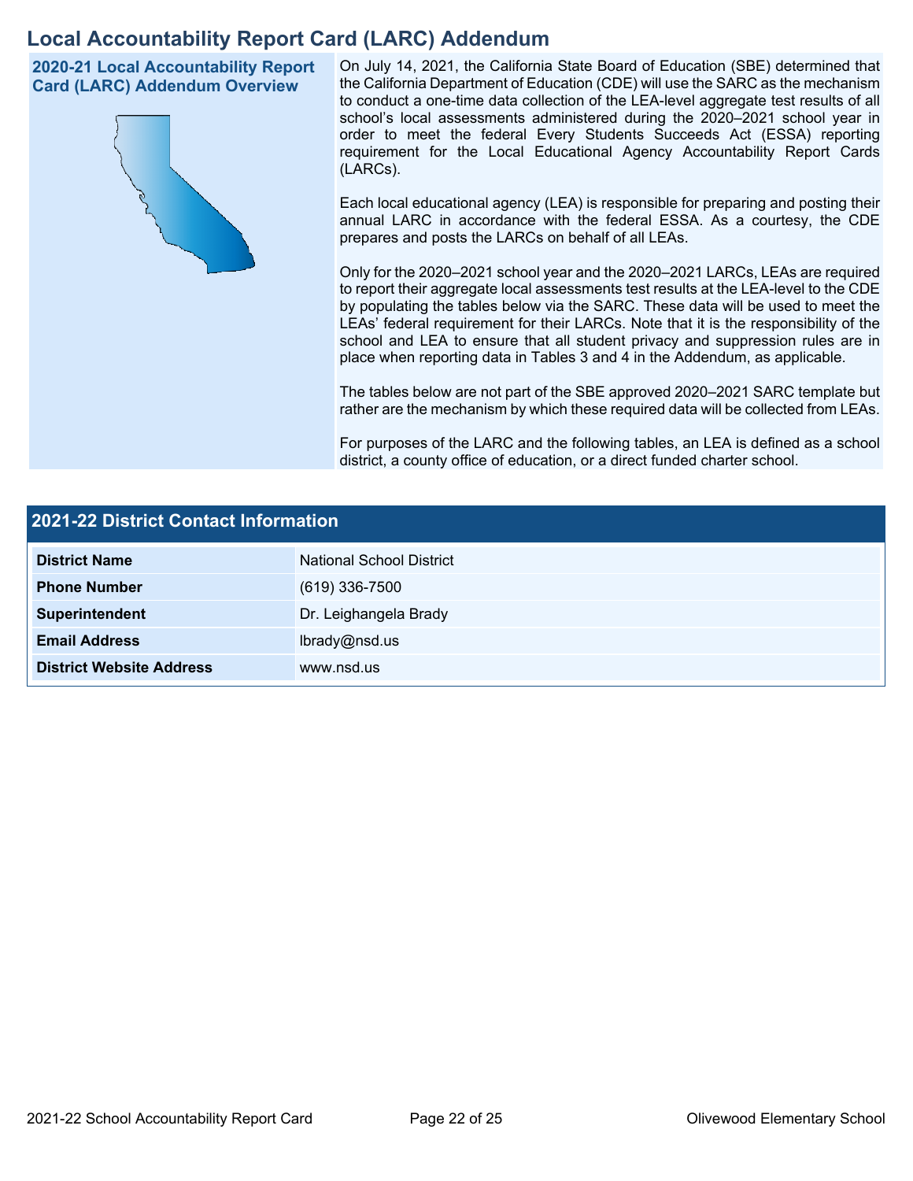# Local Accountability Report Card (LARC) Addendum

**2020-21 Local Accountability Report Card (LARC) Addendum Overview**

On July 14, 2021, the California State Board of Education (SBE) determined that the California Department of Education (CDE) will use the SARC as the mechanism to conduct a one-time data collection of the LEA-level aggregate test results of all school's local assessments administered during the 2020–2021 school year in order to meet the federal Every Students Succeeds Act (ESSA) reporting requirement for the Local Educational Agency Accountability Report Cards (LARCs).

Each local educational agency (LEA) is responsible for preparing and posting their annual LARC in accordance with the federal ESSA. As a courtesy, the CDE prepares and posts the LARCs on behalf of all LEAs.

Only for the 2020–2021 school year and the 2020–2021 LARCs, LEAs are required to report their aggregate local assessments test results at the LEA-level to the CDE by populating the tables below via the SARC. These data will be used to meet the LEAs' federal requirement for their LARCs. Note that it is the responsibility of the school and LEA to ensure that all student privacy and suppression rules are in place when reporting data in Tables 3 and 4 in the Addendum, as applicable.

The tables below are not part of the SBE approved 2020–2021 SARC template but rather are the mechanism by which these required data will be collected from LEAs.

For purposes of the LARC and the following tables, an LEA is defined as a school district, a county office of education, or a direct funded charter school.

## 2021-22 District Contact Information

| | |
|---|---|
| **District Name** | National School District |
| **Phone Number** | (619) 336-7500 |
| **Superintendent** | Dr. Leighangela Brady |
| **Email Address** | lbrady@nsd.us |
| **District Website Address** | www.nsd.us |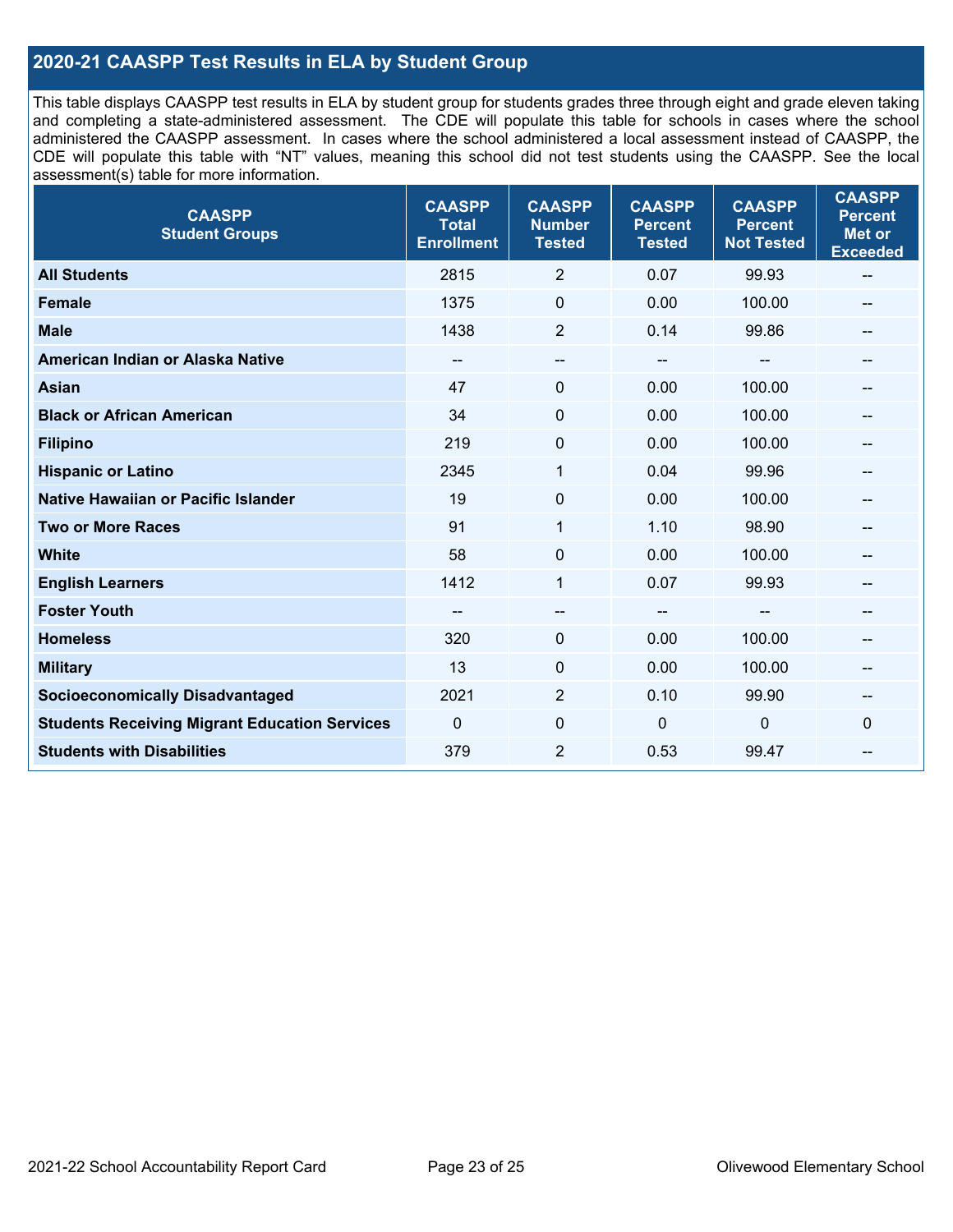## 2020-21 CAASPP Test Results in ELA by Student Group

This table displays CAASPP test results in ELA by student group for students grades three through eight and grade eleven taking and completing a state-administered assessment. The CDE will populate this table for schools in cases where the school administered the CAASPP assessment. In cases where the school administered a local assessment instead of CAASPP, the CDE will populate this table with "NT" values, meaning this school did not test students using the CAASPP. See the local assessment(s) table for more information.

| CAASPP Student Groups | CAASPP Total Enrollment | CAASPP Number Tested | CAASPP Percent Tested | CAASPP Percent Not Tested | CAASPP Percent Met or Exceeded |
|---|---|---|---|---|---|
| **All Students** | 2815 | 2 | 0.07 | 99.93 | -- |
| **Female** | 1375 | 0 | 0.00 | 100.00 | -- |
| **Male** | 1438 | 2 | 0.14 | 99.86 | -- |
| **American Indian or Alaska Native** | -- | -- | -- | -- | -- |
| **Asian** | 47 | 0 | 0.00 | 100.00 | -- |
| **Black or African American** | 34 | 0 | 0.00 | 100.00 | -- |
| **Filipino** | 219 | 0 | 0.00 | 100.00 | -- |
| **Hispanic or Latino** | 2345 | 1 | 0.04 | 99.96 | -- |
| **Native Hawaiian or Pacific Islander** | 19 | 0 | 0.00 | 100.00 | -- |
| **Two or More Races** | 91 | 1 | 1.10 | 98.90 | -- |
| **White** | 58 | 0 | 0.00 | 100.00 | -- |
| **English Learners** | 1412 | 1 | 0.07 | 99.93 | -- |
| **Foster Youth** | -- | -- | -- | -- | -- |
| **Homeless** | 320 | 0 | 0.00 | 100.00 | -- |
| **Military** | 13 | 0 | 0.00 | 100.00 | -- |
| **Socioeconomically Disadvantaged** | 2021 | 2 | 0.10 | 99.90 | -- |
| **Students Receiving Migrant Education Services** | 0 | 0 | 0 | 0 | 0 |
| **Students with Disabilities** | 379 | 2 | 0.53 | 99.47 | -- |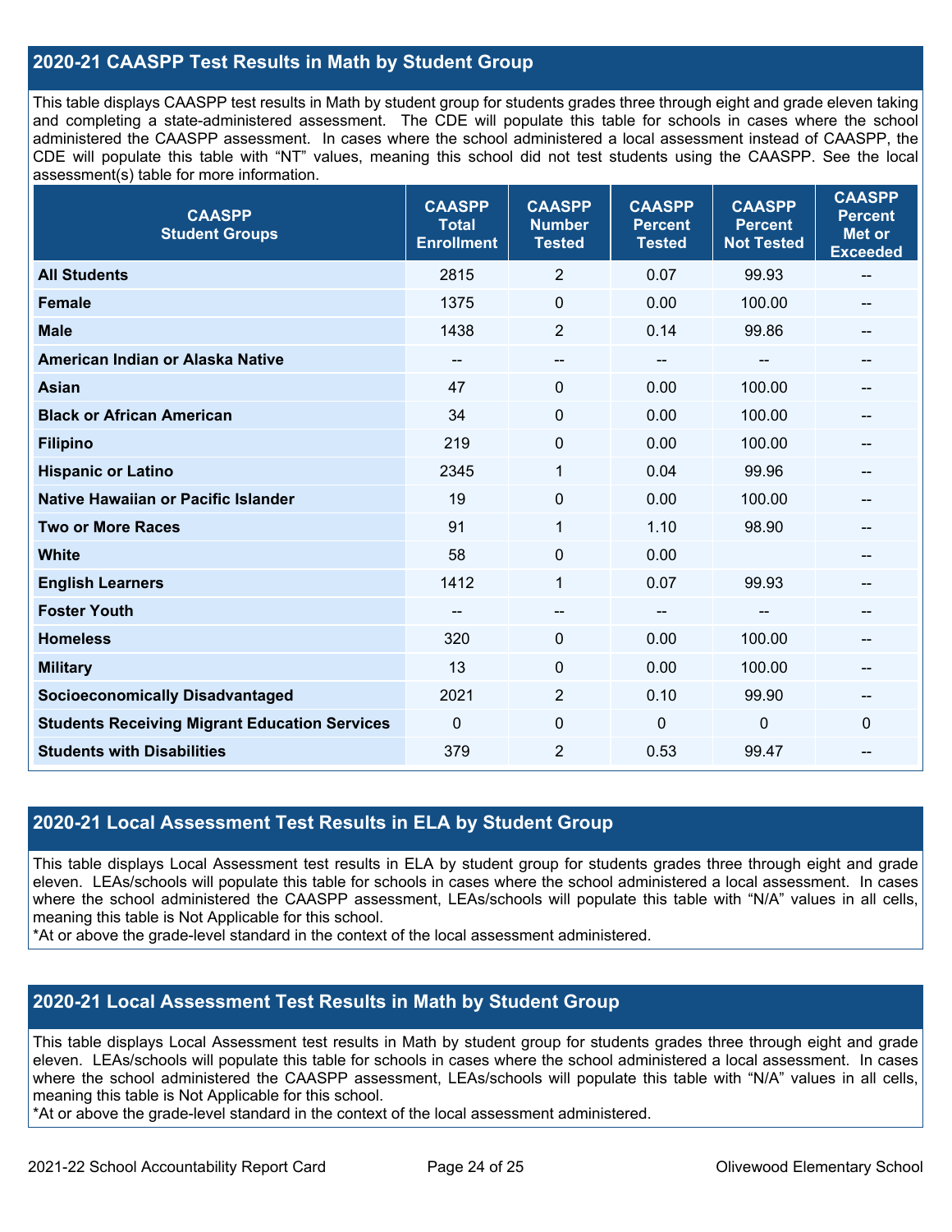## 2020-21 CAASPP Test Results in Math by Student Group

This table displays CAASPP test results in Math by student group for students grades three through eight and grade eleven taking and completing a state-administered assessment. The CDE will populate this table for schools in cases where the school administered the CAASPP assessment. In cases where the school administered a local assessment instead of CAASPP, the CDE will populate this table with "NT" values, meaning this school did not test students using the CAASPP. See the local assessment(s) table for more information.

| CAASPP Student Groups | CAASPP Total Enrollment | CAASPP Number Tested | CAASPP Percent Tested | CAASPP Percent Not Tested | CAASPP Percent Met or Exceeded |
|---|---|---|---|---|---|
| **All Students** | 2815 | 2 | 0.07 | 99.93 | -- |
| **Female** | 1375 | 0 | 0.00 | 100.00 | -- |
| **Male** | 1438 | 2 | 0.14 | 99.86 | -- |
| **American Indian or Alaska Native** | -- | -- | -- | -- | -- |
| **Asian** | 47 | 0 | 0.00 | 100.00 | -- |
| **Black or African American** | 34 | 0 | 0.00 | 100.00 | -- |
| **Filipino** | 219 | 0 | 0.00 | 100.00 | -- |
| **Hispanic or Latino** | 2345 | 1 | 0.04 | 99.96 | -- |
| **Native Hawaiian or Pacific Islander** | 19 | 0 | 0.00 | 100.00 | -- |
| **Two or More Races** | 91 | 1 | 1.10 | 98.90 | -- |
| **White** | 58 | 0 | 0.00 | | -- |
| **English Learners** | 1412 | 1 | 0.07 | 99.93 | -- |
| **Foster Youth** | -- | -- | -- | -- | -- |
| **Homeless** | 320 | 0 | 0.00 | 100.00 | -- |
| **Military** | 13 | 0 | 0.00 | 100.00 | -- |
| **Socioeconomically Disadvantaged** | 2021 | 2 | 0.10 | 99.90 | -- |
| **Students Receiving Migrant Education Services** | 0 | 0 | 0 | 0 | 0 |
| **Students with Disabilities** | 379 | 2 | 0.53 | 99.47 | -- |

## 2020-21 Local Assessment Test Results in ELA by Student Group

This table displays Local Assessment test results in ELA by student group for students grades three through eight and grade eleven. LEAs/schools will populate this table for schools in cases where the school administered a local assessment. In cases where the school administered the CAASPP assessment, LEAs/schools will populate this table with "N/A" values in all cells, meaning this table is Not Applicable for this school.
*At or above the grade-level standard in the context of the local assessment administered.

## 2020-21 Local Assessment Test Results in Math by Student Group

This table displays Local Assessment test results in Math by student group for students grades three through eight and grade eleven. LEAs/schools will populate this table for schools in cases where the school administered a local assessment. In cases where the school administered the CAASPP assessment, LEAs/schools will populate this table with "N/A" values in all cells, meaning this table is Not Applicable for this school.
*At or above the grade-level standard in the context of the local assessment administered.